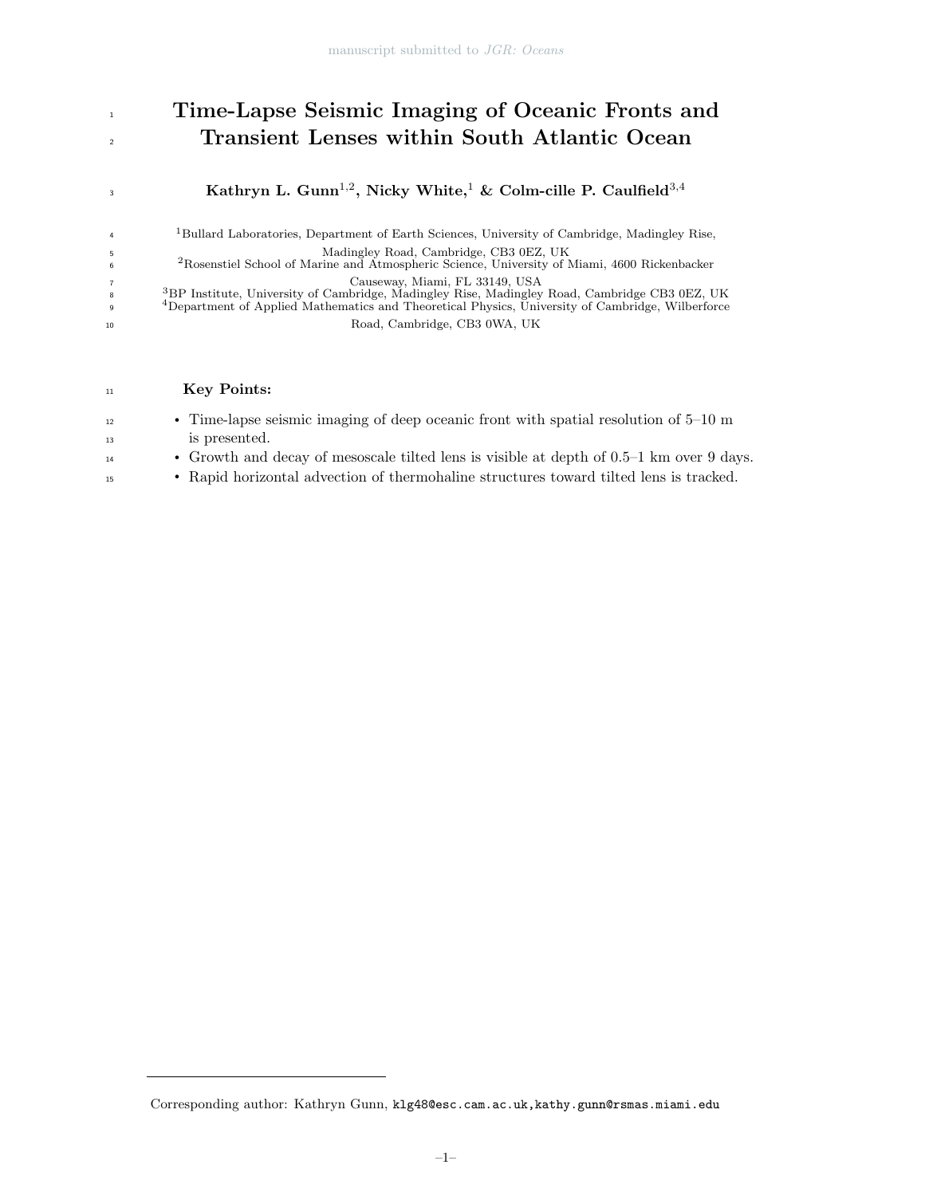# Time-Lapse Seismic Imaging of Oceanic Fronts and Transient Lenses within South Atlantic Ocean

**Kathryn L. Gunn**[1,2], **Nicky White**,[1] **& Colm-cille P. Caulfield**[3,4]

[1]Bullard Laboratories, Department of Earth Sciences, University of Cambridge, Madingley Rise, Madingley Road, Cambridge, CB3 0EZ, UK
[2]Rosenstiel School of Marine and Atmospheric Science, University of Miami, 4600 Rickenbacker Causeway, Miami, FL 33149, USA
[3]BP Institute, University of Cambridge, Madingley Rise, Madingley Road, Cambridge CB3 0EZ, UK
[4]Department of Applied Mathematics and Theoretical Physics, University of Cambridge, Wilberforce Road, Cambridge, CB3 0WA, UK

**Key Points:**

- Time-lapse seismic imaging of deep oceanic front with spatial resolution of 5–10 m is presented.
- Growth and decay of mesoscale tilted lens is visible at depth of 0.5–1 km over 9 days.
- Rapid horizontal advection of thermohaline structures toward tilted lens is tracked.

Corresponding author: Kathryn Gunn, klg48@esc.cam.ac.uk,kathy.gunn@rsmas.miami.edu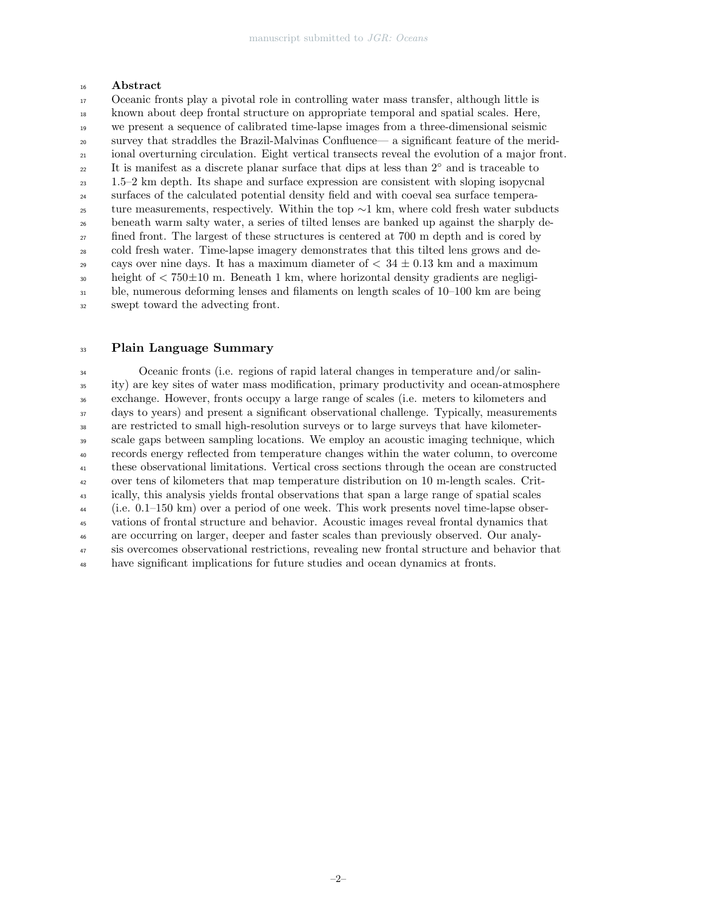## Abstract

Oceanic fronts play a pivotal role in controlling water mass transfer, although little is known about deep frontal structure on appropriate temporal and spatial scales. Here, we present a sequence of calibrated time-lapse images from a three-dimensional seismic survey that straddles the Brazil-Malvinas Confluence— a significant feature of the meridional overturning circulation. Eight vertical transects reveal the evolution of a major front. It is manifest as a discrete planar surface that dips at less than 2° and is traceable to 1.5–2 km depth. Its shape and surface expression are consistent with sloping isopycnal surfaces of the calculated potential density field and with coeval sea surface temperature measurements, respectively. Within the top $\sim$1 km, where cold fresh water subducts beneath warm salty water, a series of tilted lenses are banked up against the sharply defined front. The largest of these structures is centered at 700 m depth and is cored by cold fresh water. Time-lapse imagery demonstrates that this tilted lens grows and decays over nine days. It has a maximum diameter of $< 34 \pm 0.13$ km and a maximum height of $< 750 \pm 10$ m. Beneath 1 km, where horizontal density gradients are negligible, numerous deforming lenses and filaments on length scales of 10–100 km are being swept toward the advecting front.

## Plain Language Summary

Oceanic fronts (i.e. regions of rapid lateral changes in temperature and/or salinity) are key sites of water mass modification, primary productivity and ocean-atmosphere exchange. However, fronts occupy a large range of scales (i.e. meters to kilometers and days to years) and present a significant observational challenge. Typically, measurements are restricted to small high-resolution surveys or to large surveys that have kilometer-scale gaps between sampling locations. We employ an acoustic imaging technique, which records energy reflected from temperature changes within the water column, to overcome these observational limitations. Vertical cross sections through the ocean are constructed over tens of kilometers that map temperature distribution on 10 m-length scales. Critically, this analysis yields frontal observations that span a large range of spatial scales (i.e. 0.1–150 km) over a period of one week. This work presents novel time-lapse observations of frontal structure and behavior. Acoustic images reveal frontal dynamics that are occurring on larger, deeper and faster scales than previously observed. Our analysis overcomes observational restrictions, revealing new frontal structure and behavior that have significant implications for future studies and ocean dynamics at fronts.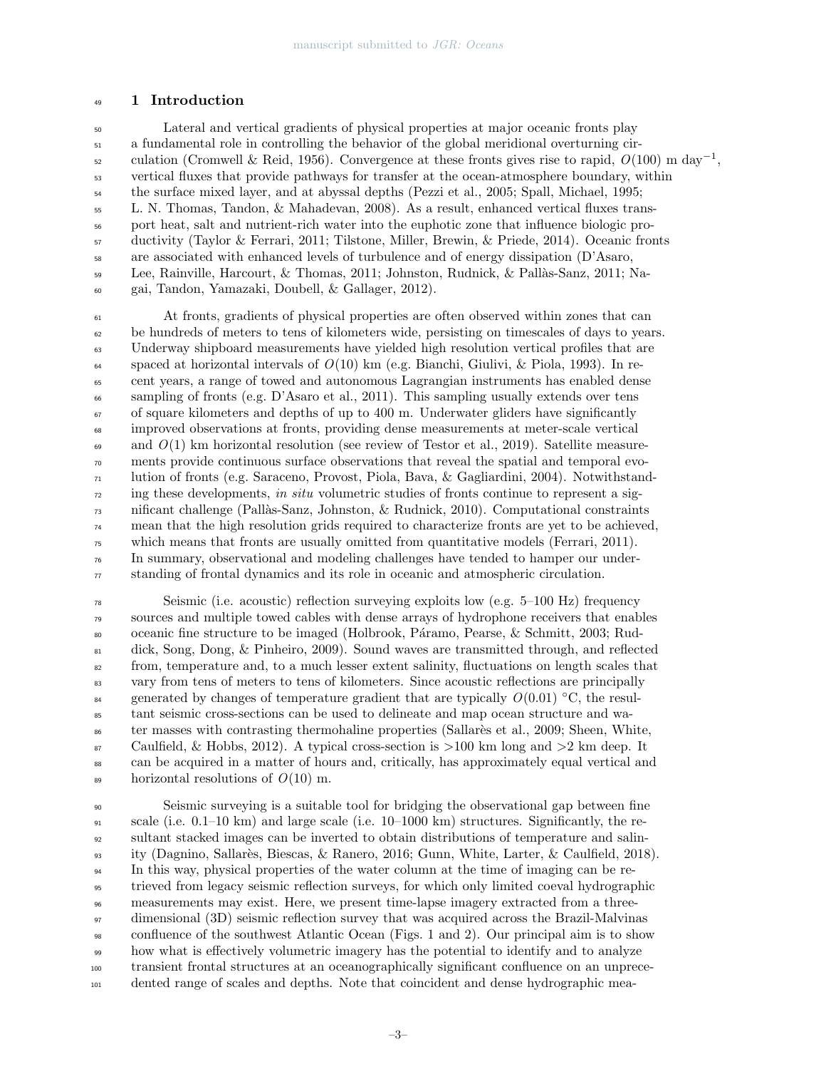# 1 Introduction

Lateral and vertical gradients of physical properties at major oceanic fronts play a fundamental role in controlling the behavior of the global meridional overturning circulation (Cromwell & Reid, 1956). Convergence at these fronts gives rise to rapid, $O(100)$ m day$^{-1}$, vertical fluxes that provide pathways for transfer at the ocean-atmosphere boundary, within the surface mixed layer, and at abyssal depths (Pezzi et al., 2005; Spall, Michael, 1995; L. N. Thomas, Tandon, & Mahadevan, 2008). As a result, enhanced vertical fluxes transport heat, salt and nutrient-rich water into the euphotic zone that influence biologic productivity (Taylor & Ferrari, 2011; Tilstone, Miller, Brewin, & Priede, 2014). Oceanic fronts are associated with enhanced levels of turbulence and of energy dissipation (D'Asaro, Lee, Rainville, Harcourt, & Thomas, 2011; Johnston, Rudnick, & Pallàs-Sanz, 2011; Nagai, Tandon, Yamazaki, Doubell, & Gallager, 2012).

At fronts, gradients of physical properties are often observed within zones that can be hundreds of meters to tens of kilometers wide, persisting on timescales of days to years. Underway shipboard measurements have yielded high resolution vertical profiles that are spaced at horizontal intervals of $O(10)$ km (e.g. Bianchi, Giulivi, & Piola, 1993). In recent years, a range of towed and autonomous Lagrangian instruments has enabled dense sampling of fronts (e.g. D'Asaro et al., 2011). This sampling usually extends over tens of square kilometers and depths of up to 400 m. Underwater gliders have significantly improved observations at fronts, providing dense measurements at meter-scale vertical and $O(1)$ km horizontal resolution (see review of Testor et al., 2019). Satellite measurements provide continuous surface observations that reveal the spatial and temporal evolution of fronts (e.g. Saraceno, Provost, Piola, Bava, & Gagliardini, 2004). Notwithstanding these developments, *in situ* volumetric studies of fronts continue to represent a significant challenge (Pallàs-Sanz, Johnston, & Rudnick, 2010). Computational constraints mean that the high resolution grids required to characterize fronts are yet to be achieved, which means that fronts are usually omitted from quantitative models (Ferrari, 2011). In summary, observational and modeling challenges have tended to hamper our understanding of frontal dynamics and its role in oceanic and atmospheric circulation.

Seismic (i.e. acoustic) reflection surveying exploits low (e.g. 5–100 Hz) frequency sources and multiple towed cables with dense arrays of hydrophone receivers that enables oceanic fine structure to be imaged (Holbrook, Páramo, Pearse, & Schmitt, 2003; Ruddick, Song, Dong, & Pinheiro, 2009). Sound waves are transmitted through, and reflected from, temperature and, to a much lesser extent salinity, fluctuations on length scales that vary from tens of meters to tens of kilometers. Since acoustic reflections are principally generated by changes of temperature gradient that are typically $O(0.01)$ °C, the resultant seismic cross-sections can be used to delineate and map ocean structure and water masses with contrasting thermohaline properties (Sallarès et al., 2009; Sheen, White, Caulfield, & Hobbs, 2012). A typical cross-section is >100 km long and >2 km deep. It can be acquired in a matter of hours and, critically, has approximately equal vertical and horizontal resolutions of $O(10)$ m.

Seismic surveying is a suitable tool for bridging the observational gap between fine scale (i.e. 0.1–10 km) and large scale (i.e. 10–1000 km) structures. Significantly, the resultant stacked images can be inverted to obtain distributions of temperature and salinity (Dagnino, Sallarès, Biescas, & Ranero, 2016; Gunn, White, Larter, & Caulfield, 2018). In this way, physical properties of the water column at the time of imaging can be retrieved from legacy seismic reflection surveys, for which only limited coeval hydrographic measurements may exist. Here, we present time-lapse imagery extracted from a three-dimensional (3D) seismic reflection survey that was acquired across the Brazil-Malvinas confluence of the southwest Atlantic Ocean (Figs. 1 and 2). Our principal aim is to show how what is effectively volumetric imagery has the potential to identify and to analyze transient frontal structures at an oceanographically significant confluence on an unprecedented range of scales and depths. Note that coincident and dense hydrographic mea-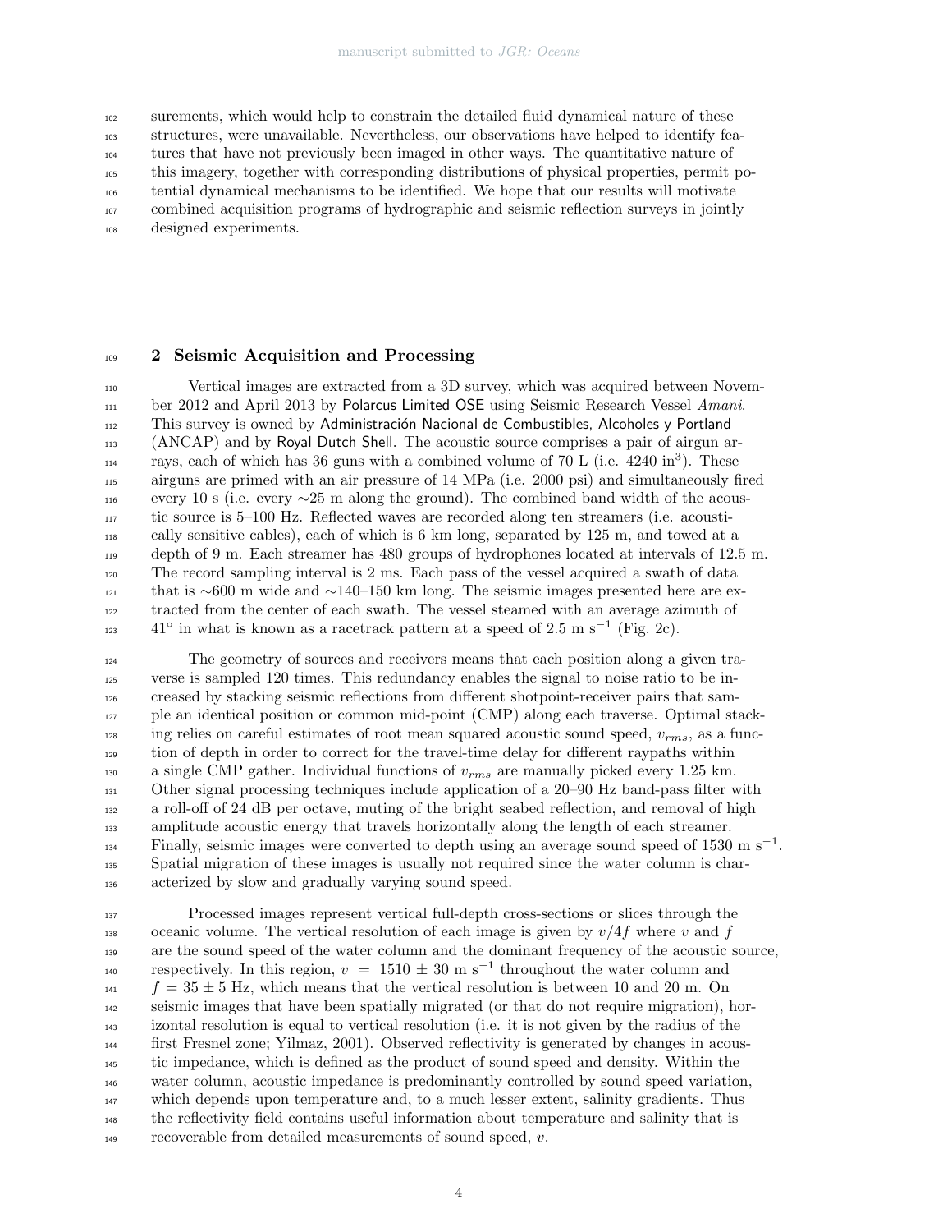surements, which would help to constrain the detailed fluid dynamical nature of these structures, were unavailable. Nevertheless, our observations have helped to identify features that have not previously been imaged in other ways. The quantitative nature of this imagery, together with corresponding distributions of physical properties, permit potential dynamical mechanisms to be identified. We hope that our results will motivate combined acquisition programs of hydrographic and seismic reflection surveys in jointly designed experiments.

## 2 Seismic Acquisition and Processing

Vertical images are extracted from a 3D survey, which was acquired between November 2012 and April 2013 by Polarcus Limited OSE using Seismic Research Vessel *Amani*. This survey is owned by Administración Nacional de Combustibles, Alcoholes y Portland (ANCAP) and by Royal Dutch Shell. The acoustic source comprises a pair of airgun arrays, each of which has 36 guns with a combined volume of 70 L (i.e. 4240 in$^3$). These airguns are primed with an air pressure of 14 MPa (i.e. 2000 psi) and simultaneously fired every 10 s (i.e. every ∼25 m along the ground). The combined band width of the acoustic source is 5–100 Hz. Reflected waves are recorded along ten streamers (i.e. acoustically sensitive cables), each of which is 6 km long, separated by 125 m, and towed at a depth of 9 m. Each streamer has 480 groups of hydrophones located at intervals of 12.5 m. The record sampling interval is 2 ms. Each pass of the vessel acquired a swath of data that is ∼600 m wide and ∼140–150 km long. The seismic images presented here are extracted from the center of each swath. The vessel steamed with an average azimuth of 41° in what is known as a racetrack pattern at a speed of 2.5 m s$^{-1}$ (Fig. 2c).

The geometry of sources and receivers means that each position along a given traverse is sampled 120 times. This redundancy enables the signal to noise ratio to be increased by stacking seismic reflections from different shotpoint-receiver pairs that sample an identical position or common mid-point (CMP) along each traverse. Optimal stacking relies on careful estimates of root mean squared acoustic sound speed, $v_{rms}$, as a function of depth in order to correct for the travel-time delay for different raypaths within a single CMP gather. Individual functions of $v_{rms}$ are manually picked every 1.25 km. Other signal processing techniques include application of a 20–90 Hz band-pass filter with a roll-off of 24 dB per octave, muting of the bright seabed reflection, and removal of high amplitude acoustic energy that travels horizontally along the length of each streamer. Finally, seismic images were converted to depth using an average sound speed of 1530 m s$^{-1}$. Spatial migration of these images is usually not required since the water column is characterized by slow and gradually varying sound speed.

Processed images represent vertical full-depth cross-sections or slices through the oceanic volume. The vertical resolution of each image is given by $v/4f$ where $v$ and $f$ are the sound speed of the water column and the dominant frequency of the acoustic source, respectively. In this region, $v = 1510 \pm 30$ m s$^{-1}$ throughout the water column and $f = 35 \pm 5$ Hz, which means that the vertical resolution is between 10 and 20 m. On seismic images that have been spatially migrated (or that do not require migration), horizontal resolution is equal to vertical resolution (i.e. it is not given by the radius of the first Fresnel zone; Yilmaz, 2001). Observed reflectivity is generated by changes in acoustic impedance, which is defined as the product of sound speed and density. Within the water column, acoustic impedance is predominantly controlled by sound speed variation, which depends upon temperature and, to a much lesser extent, salinity gradients. Thus the reflectivity field contains useful information about temperature and salinity that is recoverable from detailed measurements of sound speed, $v$.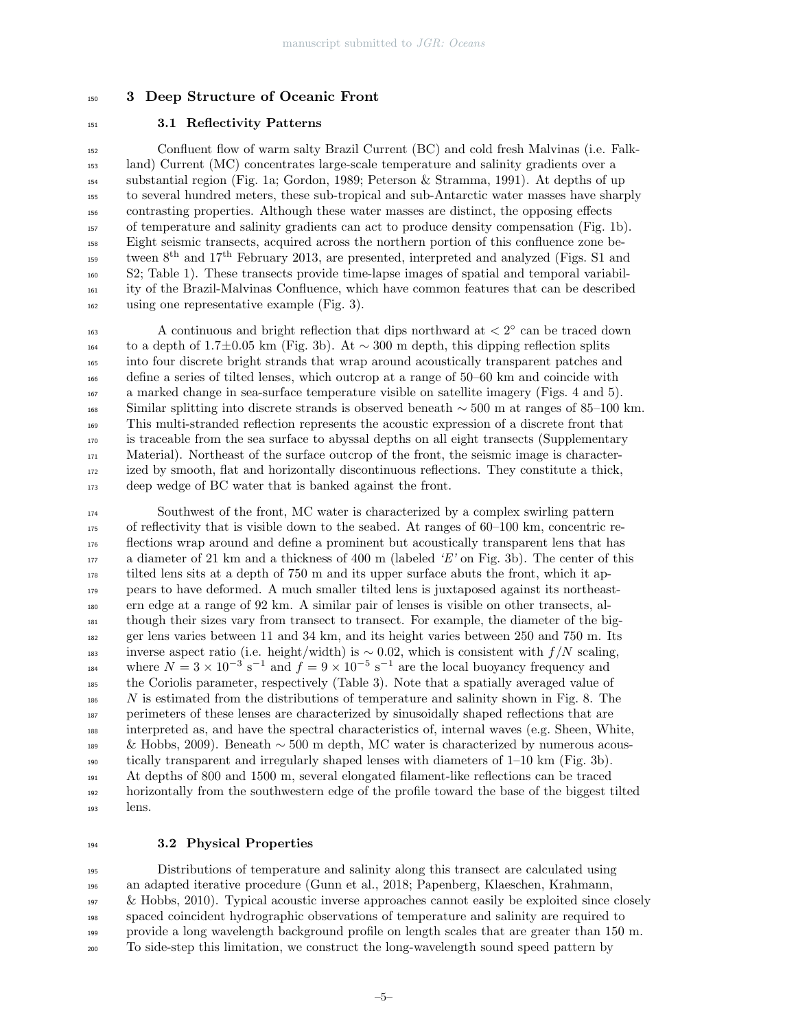## 3 Deep Structure of Oceanic Front

### 3.1 Reflectivity Patterns

Confluent flow of warm salty Brazil Current (BC) and cold fresh Malvinas (i.e. Falkland) Current (MC) concentrates large-scale temperature and salinity gradients over a substantial region (Fig. 1a; Gordon, 1989; Peterson & Stramma, 1991). At depths of up to several hundred meters, these sub-tropical and sub-Antarctic water masses have sharply contrasting properties. Although these water masses are distinct, the opposing effects of temperature and salinity gradients can act to produce density compensation (Fig. 1b). Eight seismic transects, acquired across the northern portion of this confluence zone between 8$^{\text{th}}$ and 17$^{\text{th}}$ February 2013, are presented, interpreted and analyzed (Figs. S1 and S2; Table 1). These transects provide time-lapse images of spatial and temporal variability of the Brazil-Malvinas Confluence, which have common features that can be described using one representative example (Fig. 3).

A continuous and bright reflection that dips northward at $< 2^{\circ}$ can be traced down to a depth of 1.7±0.05 km (Fig. 3b). At $\sim$ 300 m depth, this dipping reflection splits into four discrete bright strands that wrap around acoustically transparent patches and define a series of tilted lenses, which outcrop at a range of 50–60 km and coincide with a marked change in sea-surface temperature visible on satellite imagery (Figs. 4 and 5). Similar splitting into discrete strands is observed beneath $\sim$ 500 m at ranges of 85–100 km. This multi-stranded reflection represents the acoustic expression of a discrete front that is traceable from the sea surface to abyssal depths on all eight transects (Supplementary Material). Northeast of the surface outcrop of the front, the seismic image is characterized by smooth, flat and horizontally discontinuous reflections. They constitute a thick, deep wedge of BC water that is banked against the front.

Southwest of the front, MC water is characterized by a complex swirling pattern of reflectivity that is visible down to the seabed. At ranges of 60–100 km, concentric reflections wrap around and define a prominent but acoustically transparent lens that has a diameter of 21 km and a thickness of 400 m (labeled *'E'* on Fig. 3b). The center of this tilted lens sits at a depth of 750 m and its upper surface abuts the front, which it appears to have deformed. A much smaller tilted lens is juxtaposed against its northeastern edge at a range of 92 km. A similar pair of lenses is visible on other transects, although their sizes vary from transect to transect. For example, the diameter of the bigger lens varies between 11 and 34 km, and its height varies between 250 and 750 m. Its inverse aspect ratio (i.e. height/width) is $\sim$ 0.02, which is consistent with $f/N$ scaling, where $N = 3 \times 10^{-3}$ s$^{-1}$ and $f = 9 \times 10^{-5}$ s$^{-1}$ are the local buoyancy frequency and the Coriolis parameter, respectively (Table 3). Note that a spatially averaged value of $N$ is estimated from the distributions of temperature and salinity shown in Fig. 8. The perimeters of these lenses are characterized by sinusoidally shaped reflections that are interpreted as, and have the spectral characteristics of, internal waves (e.g. Sheen, White, & Hobbs, 2009). Beneath $\sim$ 500 m depth, MC water is characterized by numerous acoustically transparent and irregularly shaped lenses with diameters of 1–10 km (Fig. 3b). At depths of 800 and 1500 m, several elongated filament-like reflections can be traced horizontally from the southwestern edge of the profile toward the base of the biggest tilted lens.

### 3.2 Physical Properties

Distributions of temperature and salinity along this transect are calculated using an adapted iterative procedure (Gunn et al., 2018; Papenberg, Klaeschen, Krahmann, & Hobbs, 2010). Typical acoustic inverse approaches cannot easily be exploited since closely spaced coincident hydrographic observations of temperature and salinity are required to provide a long wavelength background profile on length scales that are greater than 150 m. To side-step this limitation, we construct the long-wavelength sound speed pattern by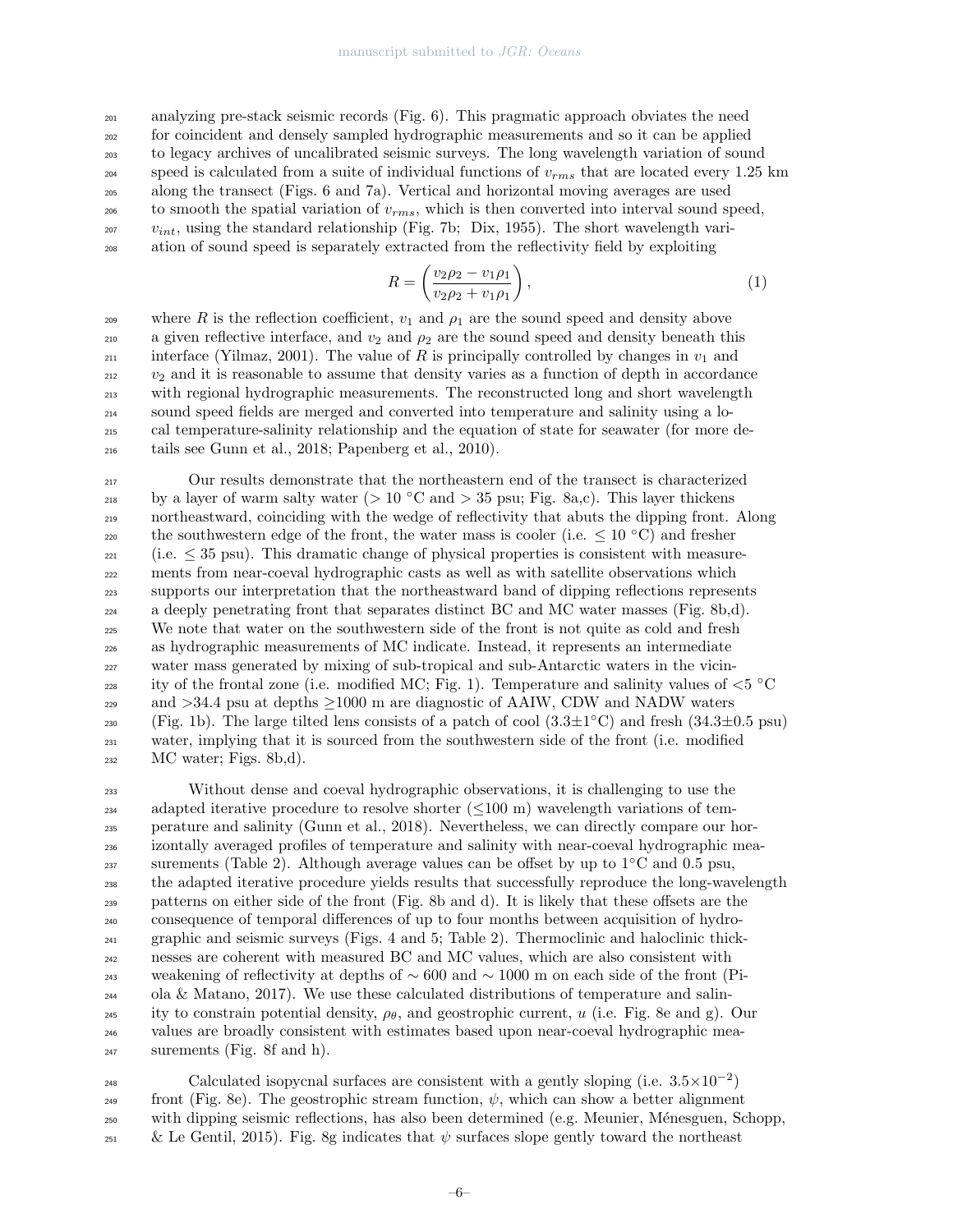analyzing pre-stack seismic records (Fig. 6). This pragmatic approach obviates the need for coincident and densely sampled hydrographic measurements and so it can be applied to legacy archives of uncalibrated seismic surveys. The long wavelength variation of sound speed is calculated from a suite of individual functions of $v_{rms}$ that are located every 1.25 km along the transect (Figs. 6 and 7a). Vertical and horizontal moving averages are used to smooth the spatial variation of $v_{rms}$, which is then converted into interval sound speed, $v_{int}$, using the standard relationship (Fig. 7b; Dix, 1955). The short wavelength variation of sound speed is separately extracted from the reflectivity field by exploiting

$$R = \left( \frac{v_2 \rho_2 - v_1 \rho_1}{v_2 \rho_2 + v_1 \rho_1} \right), \tag{1}$$

where $R$ is the reflection coefficient, $v_1$ and $\rho_1$ are the sound speed and density above a given reflective interface, and $v_2$ and $\rho_2$ are the sound speed and density beneath this interface (Yilmaz, 2001). The value of $R$ is principally controlled by changes in $v_1$ and $v_2$ and it is reasonable to assume that density varies as a function of depth in accordance with regional hydrographic measurements. The reconstructed long and short wavelength sound speed fields are merged and converted into temperature and salinity using a local temperature-salinity relationship and the equation of state for seawater (for more details see Gunn et al., 2018; Papenberg et al., 2010).

Our results demonstrate that the northeastern end of the transect is characterized by a layer of warm salty water (> 10 °C and > 35 psu; Fig. 8a,c). This layer thickens northeastward, coinciding with the wedge of reflectivity that abuts the dipping front. Along the southwestern edge of the front, the water mass is cooler (i.e. ≤ 10 °C) and fresher (i.e. ≤ 35 psu). This dramatic change of physical properties is consistent with measurements from near-coeval hydrographic casts as well as with satellite observations which supports our interpretation that the northeastward band of dipping reflections represents a deeply penetrating front that separates distinct BC and MC water masses (Fig. 8b,d). We note that water on the southwestern side of the front is not quite as cold and fresh as hydrographic measurements of MC indicate. Instead, it represents an intermediate water mass generated by mixing of sub-tropical and sub-Antarctic waters in the vicinity of the frontal zone (i.e. modified MC; Fig. 1). Temperature and salinity values of <5 °C and >34.4 psu at depths ≥1000 m are diagnostic of AAIW, CDW and NADW waters (Fig. 1b). The large tilted lens consists of a patch of cool (3.3±1°C) and fresh (34.3±0.5 psu) water, implying that it is sourced from the southwestern side of the front (i.e. modified MC water; Figs. 8b,d).

Without dense and coeval hydrographic observations, it is challenging to use the adapted iterative procedure to resolve shorter (≤100 m) wavelength variations of temperature and salinity (Gunn et al., 2018). Nevertheless, we can directly compare our horizontally averaged profiles of temperature and salinity with near-coeval hydrographic measurements (Table 2). Although average values can be offset by up to 1°C and 0.5 psu, the adapted iterative procedure yields results that successfully reproduce the long-wavelength patterns on either side of the front (Fig. 8b and d). It is likely that these offsets are the consequence of temporal differences of up to four months between acquisition of hydrographic and seismic surveys (Figs. 4 and 5; Table 2). Thermoclinic and haloclinic thicknesses are coherent with measured BC and MC values, which are also consistent with weakening of reflectivity at depths of ∼ 600 and ∼ 1000 m on each side of the front (Piola & Matano, 2017). We use these calculated distributions of temperature and salinity to constrain potential density, $\rho_\theta$, and geostrophic current, $u$ (i.e. Fig. 8e and g). Our values are broadly consistent with estimates based upon near-coeval hydrographic measurements (Fig. 8f and h).

Calculated isopycnal surfaces are consistent with a gently sloping (i.e. $3.5{\times}10^{-2}$) front (Fig. 8e). The geostrophic stream function, $\psi$, which can show a better alignment with dipping seismic reflections, has also been determined (e.g. Meunier, Ménesguen, Schopp, & Le Gentil, 2015). Fig. 8g indicates that $\psi$ surfaces slope gently toward the northeast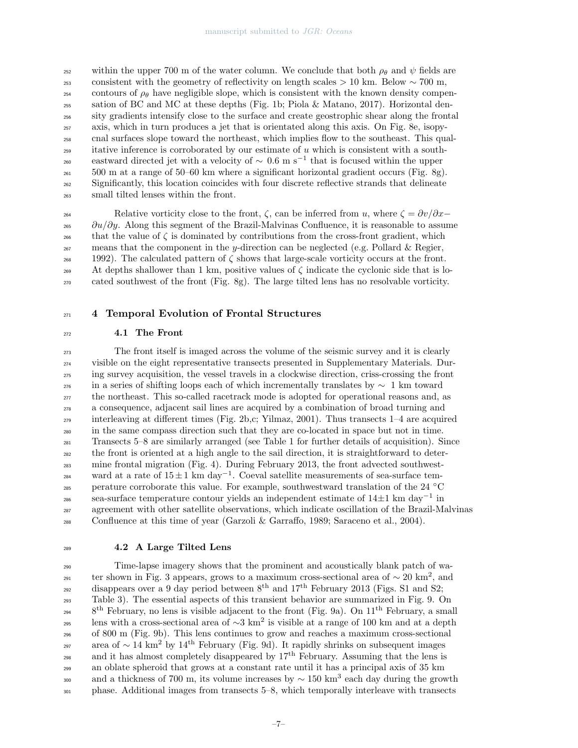within the upper 700 m of the water column. We conclude that both $\rho_\theta$ and $\psi$ fields are consistent with the geometry of reflectivity on length scales > 10 km. Below ∼ 700 m, contours of $\rho_\theta$ have negligible slope, which is consistent with the known density compensation of BC and MC at these depths (Fig. 1b; Piola & Matano, 2017). Horizontal density gradients intensify close to the surface and create geostrophic shear along the frontal axis, which in turn produces a jet that is orientated along this axis. On Fig. 8e, isopycnal surfaces slope toward the northeast, which implies flow to the southeast. This qualitative inference is corroborated by our estimate of $u$ which is consistent with a southeastward directed jet with a velocity of ∼ 0.6 m s$^{-1}$ that is focused within the upper 500 m at a range of 50–60 km where a significant horizontal gradient occurs (Fig. 8g). Significantly, this location coincides with four discrete reflective strands that delineate small tilted lenses within the front.

Relative vorticity close to the front, $\zeta$, can be inferred from $u$, where $\zeta = \partial v/\partial x - \partial u/\partial y$. Along this segment of the Brazil-Malvinas Confluence, it is reasonable to assume that the value of $\zeta$ is dominated by contributions from the cross-front gradient, which means that the component in the $y$-direction can be neglected (e.g. Pollard & Regier, 1992). The calculated pattern of $\zeta$ shows that large-scale vorticity occurs at the front. At depths shallower than 1 km, positive values of $\zeta$ indicate the cyclonic side that is located southwest of the front (Fig. 8g). The large tilted lens has no resolvable vorticity.

## 4 Temporal Evolution of Frontal Structures

### 4.1 The Front

The front itself is imaged across the volume of the seismic survey and it is clearly visible on the eight representative transects presented in Supplementary Materials. During survey acquisition, the vessel travels in a clockwise direction, criss-crossing the front in a series of shifting loops each of which incrementally translates by ∼ 1 km toward the northeast. This so-called racetrack mode is adopted for operational reasons and, as a consequence, adjacent sail lines are acquired by a combination of broad turning and interleaving at different times (Fig. 2b,c; Yilmaz, 2001). Thus transects 1–4 are acquired in the same compass direction such that they are co-located in space but not in time. Transects 5–8 are similarly arranged (see Table 1 for further details of acquisition). Since the front is oriented at a high angle to the sail direction, it is straightforward to determine frontal migration (Fig. 4). During February 2013, the front advected southwestward at a rate of $15 \pm 1$ km day$^{-1}$. Coeval satellite measurements of sea-surface temperature corroborate this value. For example, southwestward translation of the 24 °C sea-surface temperature contour yields an independent estimate of $14 \pm 1$ km day$^{-1}$ in agreement with other satellite observations, which indicate oscillation of the Brazil-Malvinas Confluence at this time of year (Garzoli & Garraffo, 1989; Saraceno et al., 2004).

### 4.2 A Large Tilted Lens

Time-lapse imagery shows that the prominent and acoustically blank patch of water shown in Fig. 3 appears, grows to a maximum cross-sectional area of ∼ 20 km$^2$, and disappears over a 9 day period between 8$^{\text{th}}$ and 17$^{\text{th}}$ February 2013 (Figs. S1 and S2; Table 3). The essential aspects of this transient behavior are summarized in Fig. 9. On 8$^{\text{th}}$ February, no lens is visible adjacent to the front (Fig. 9a). On 11$^{\text{th}}$ February, a small lens with a cross-sectional area of ∼3 km$^2$ is visible at a range of 100 km and at a depth of 800 m (Fig. 9b). This lens continues to grow and reaches a maximum cross-sectional area of ∼ 14 km$^2$ by 14$^{\text{th}}$ February (Fig. 9d). It rapidly shrinks on subsequent images and it has almost completely disappeared by 17$^{\text{th}}$ February. Assuming that the lens is an oblate spheroid that grows at a constant rate until it has a principal axis of 35 km and a thickness of 700 m, its volume increases by ∼ 150 km$^3$ each day during the growth phase. Additional images from transects 5–8, which temporally interleave with transects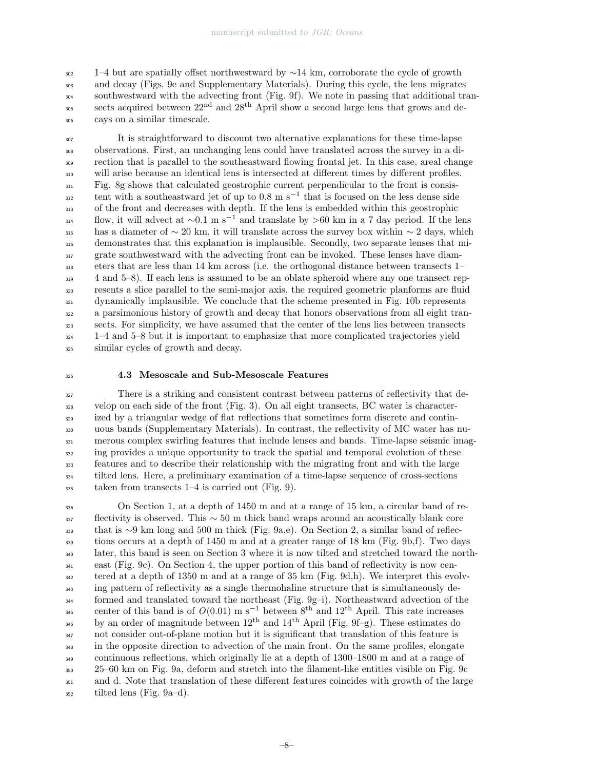1–4 but are spatially offset northwestward by ∼14 km, corroborate the cycle of growth and decay (Figs. 9e and Supplementary Materials). During this cycle, the lens migrates southwestward with the advecting front (Fig. 9f). We note in passing that additional transects acquired between 22nd and 28th April show a second large lens that grows and decays on a similar timescale.

It is straightforward to discount two alternative explanations for these time-lapse observations. First, an unchanging lens could have translated across the survey in a direction that is parallel to the southeastward flowing frontal jet. In this case, areal change will arise because an identical lens is intersected at different times by different profiles. Fig. 8g shows that calculated geostrophic current perpendicular to the front is consistent with a southeastward jet of up to 0.8 m s$^{-1}$ that is focused on the less dense side of the front and decreases with depth. If the lens is embedded within this geostrophic flow, it will advect at ∼0.1 m s$^{-1}$ and translate by >60 km in a 7 day period. If the lens has a diameter of ∼ 20 km, it will translate across the survey box within ∼ 2 days, which demonstrates that this explanation is implausible. Secondly, two separate lenses that migrate southwestward with the advecting front can be invoked. These lenses have diameters that are less than 14 km across (i.e. the orthogonal distance between transects 1–4 and 5–8). If each lens is assumed to be an oblate spheroid where any one transect represents a slice parallel to the semi-major axis, the required geometric planforms are fluid dynamically implausible. We conclude that the scheme presented in Fig. 10b represents a parsimonious history of growth and decay that honors observations from all eight transects. For simplicity, we have assumed that the center of the lens lies between transects 1–4 and 5–8 but it is important to emphasize that more complicated trajectories yield similar cycles of growth and decay.

### 4.3 Mesoscale and Sub-Mesoscale Features

There is a striking and consistent contrast between patterns of reflectivity that develop on each side of the front (Fig. 3). On all eight transects, BC water is characterized by a triangular wedge of flat reflections that sometimes form discrete and continuous bands (Supplementary Materials). In contrast, the reflectivity of MC water has numerous complex swirling features that include lenses and bands. Time-lapse seismic imaging provides a unique opportunity to track the spatial and temporal evolution of these features and to describe their relationship with the migrating front and with the large tilted lens. Here, a preliminary examination of a time-lapse sequence of cross-sections taken from transects 1–4 is carried out (Fig. 9).

On Section 1, at a depth of 1450 m and at a range of 15 km, a circular band of reflectivity is observed. This ∼ 50 m thick band wraps around an acoustically blank core that is ∼9 km long and 500 m thick (Fig. 9a,e). On Section 2, a similar band of reflections occurs at a depth of 1450 m and at a greater range of 18 km (Fig. 9b,f). Two days later, this band is seen on Section 3 where it is now tilted and stretched toward the northeast (Fig. 9c). On Section 4, the upper portion of this band of reflectivity is now centered at a depth of 1350 m and at a range of 35 km (Fig. 9d,h). We interpret this evolving pattern of reflectivity as a single thermohaline structure that is simultaneously deformed and translated toward the northeast (Fig. 9g–i). Northeastward advection of the center of this band is of $O(0.01)$ m s$^{-1}$ between 8th and 12th April. This rate increases by an order of magnitude between 12th and 14th April (Fig. 9f–g). These estimates do not consider out-of-plane motion but it is significant that translation of this feature is in the opposite direction to advection of the main front. On the same profiles, elongate continuous reflections, which originally lie at a depth of 1300–1800 m and at a range of 25–60 km on Fig. 9a, deform and stretch into the filament-like entities visible on Fig. 9c and d. Note that translation of these different features coincides with growth of the large tilted lens (Fig. 9a–d).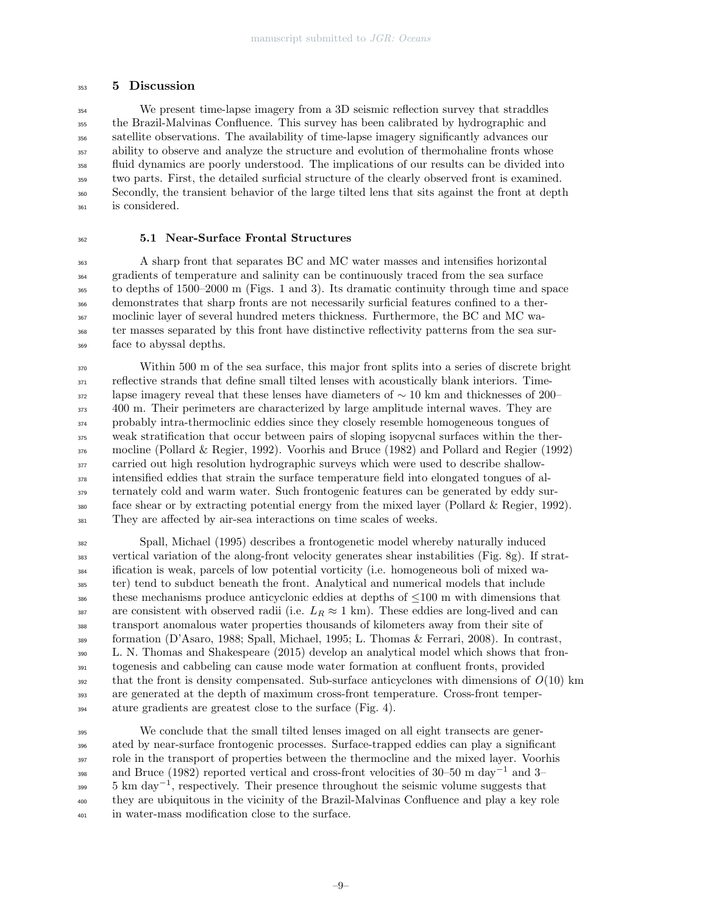## 5 Discussion

We present time-lapse imagery from a 3D seismic reflection survey that straddles the Brazil-Malvinas Confluence. This survey has been calibrated by hydrographic and satellite observations. The availability of time-lapse imagery significantly advances our ability to observe and analyze the structure and evolution of thermohaline fronts whose fluid dynamics are poorly understood. The implications of our results can be divided into two parts. First, the detailed surficial structure of the clearly observed front is examined. Secondly, the transient behavior of the large tilted lens that sits against the front at depth is considered.

### 5.1 Near-Surface Frontal Structures

A sharp front that separates BC and MC water masses and intensifies horizontal gradients of temperature and salinity can be continuously traced from the sea surface to depths of 1500–2000 m (Figs. 1 and 3). Its dramatic continuity through time and space demonstrates that sharp fronts are not necessarily surficial features confined to a thermoclinic layer of several hundred meters thickness. Furthermore, the BC and MC water masses separated by this front have distinctive reflectivity patterns from the sea surface to abyssal depths.

Within 500 m of the sea surface, this major front splits into a series of discrete bright reflective strands that define small tilted lenses with acoustically blank interiors. Time-lapse imagery reveal that these lenses have diameters of $\sim 10$ km and thicknesses of 200–400 m. Their perimeters are characterized by large amplitude internal waves. They are probably intra-thermoclinic eddies since they closely resemble homogeneous tongues of weak stratification that occur between pairs of sloping isopycnal surfaces within the thermocline (Pollard & Regier, 1992). Voorhis and Bruce (1982) and Pollard and Regier (1992) carried out high resolution hydrographic surveys which were used to describe shallow-intensified eddies that strain the surface temperature field into elongated tongues of alternately cold and warm water. Such frontogenic features can be generated by eddy surface shear or by extracting potential energy from the mixed layer (Pollard & Regier, 1992). They are affected by air-sea interactions on time scales of weeks.

Spall, Michael (1995) describes a frontogenetic model whereby naturally induced vertical variation of the along-front velocity generates shear instabilities (Fig. 8g). If stratification is weak, parcels of low potential vorticity (i.e. homogeneous boli of mixed water) tend to subduct beneath the front. Analytical and numerical models that include these mechanisms produce anticyclonic eddies at depths of $\leq$100 m with dimensions that are consistent with observed radii (i.e. $L_R \approx 1$ km). These eddies are long-lived and can transport anomalous water properties thousands of kilometers away from their site of formation (D'Asaro, 1988; Spall, Michael, 1995; L. Thomas & Ferrari, 2008). In contrast, L. N. Thomas and Shakespeare (2015) develop an analytical model which shows that frontogenesis and cabbeling can cause mode water formation at confluent fronts, provided that the front is density compensated. Sub-surface anticyclones with dimensions of $O(10)$ km are generated at the depth of maximum cross-front temperature. Cross-front temperature gradients are greatest close to the surface (Fig. 4).

We conclude that the small tilted lenses imaged on all eight transects are generated by near-surface frontogenic processes. Surface-trapped eddies can play a significant role in the transport of properties between the thermocline and the mixed layer. Voorhis and Bruce (1982) reported vertical and cross-front velocities of 30–50 m day$^{-1}$ and 3–5 km day$^{-1}$, respectively. Their presence throughout the seismic volume suggests that they are ubiquitous in the vicinity of the Brazil-Malvinas Confluence and play a key role in water-mass modification close to the surface.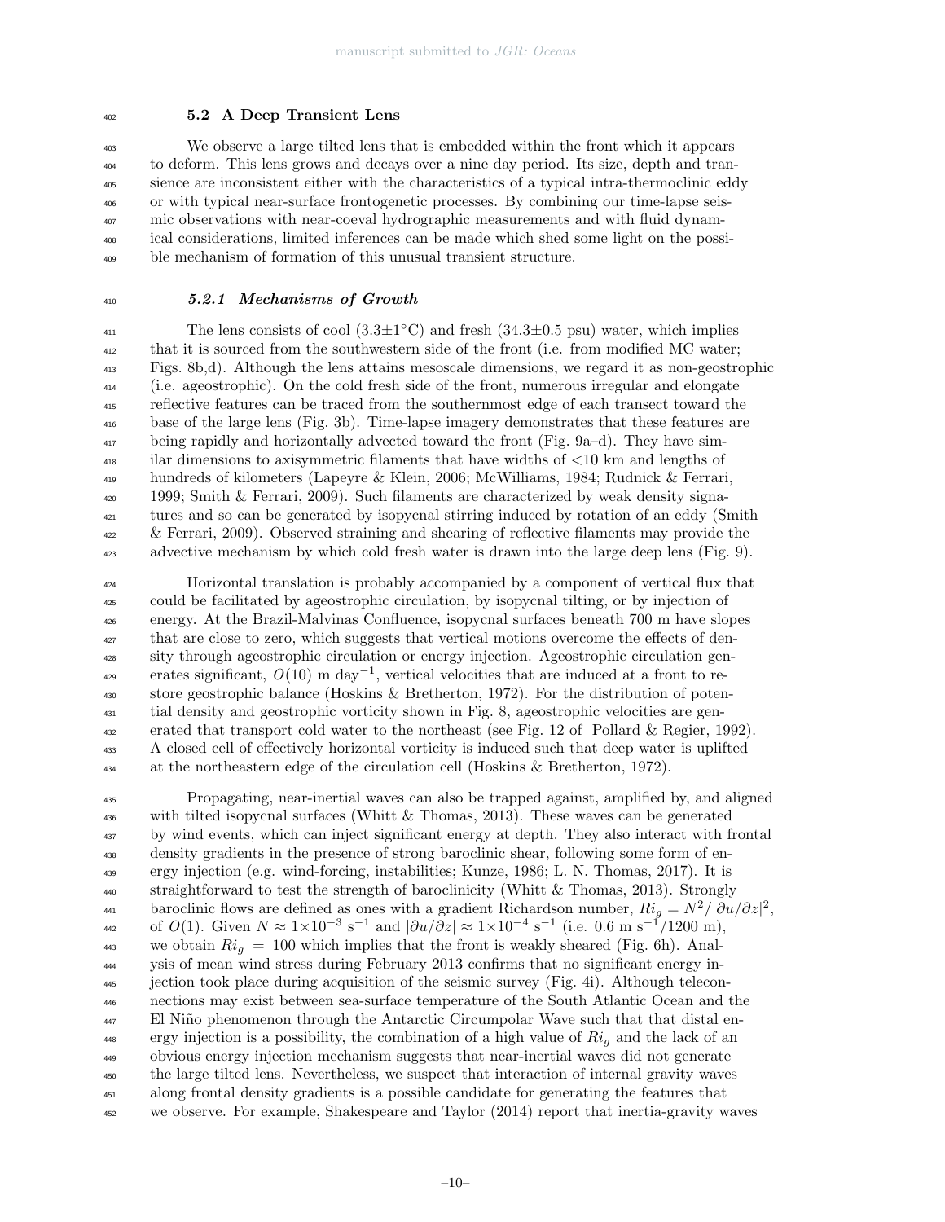### 5.2 A Deep Transient Lens

We observe a large tilted lens that is embedded within the front which it appears to deform. This lens grows and decays over a nine day period. Its size, depth and transience are inconsistent either with the characteristics of a typical intra-thermoclinic eddy or with typical near-surface frontogenetic processes. By combining our time-lapse seismic observations with near-coeval hydrographic measurements and with fluid dynamical considerations, limited inferences can be made which shed some light on the possible mechanism of formation of this unusual transient structure.

#### *5.2.1 Mechanisms of Growth*

The lens consists of cool ($3.3\pm1^{\circ}$C) and fresh ($34.3\pm0.5$ psu) water, which implies that it is sourced from the southwestern side of the front (i.e. from modified MC water; Figs. 8b,d). Although the lens attains mesoscale dimensions, we regard it as non-geostrophic (i.e. ageostrophic). On the cold fresh side of the front, numerous irregular and elongate reflective features can be traced from the southernmost edge of each transect toward the base of the large lens (Fig. 3b). Time-lapse imagery demonstrates that these features are being rapidly and horizontally advected toward the front (Fig. 9a–d). They have similar dimensions to axisymmetric filaments that have widths of <10 km and lengths of hundreds of kilometers (Lapeyre & Klein, 2006; McWilliams, 1984; Rudnick & Ferrari, 1999; Smith & Ferrari, 2009). Such filaments are characterized by weak density signatures and so can be generated by isopycnal stirring induced by rotation of an eddy (Smith & Ferrari, 2009). Observed straining and shearing of reflective filaments may provide the advective mechanism by which cold fresh water is drawn into the large deep lens (Fig. 9).

Horizontal translation is probably accompanied by a component of vertical flux that could be facilitated by ageostrophic circulation, by isopycnal tilting, or by injection of energy. At the Brazil-Malvinas Confluence, isopycnal surfaces beneath 700 m have slopes that are close to zero, which suggests that vertical motions overcome the effects of density through ageostrophic circulation or energy injection. Ageostrophic circulation generates significant, $O(10)$ m day$^{-1}$, vertical velocities that are induced at a front to restore geostrophic balance (Hoskins & Bretherton, 1972). For the distribution of potential density and geostrophic vorticity shown in Fig. 8, ageostrophic velocities are generated that transport cold water to the northeast (see Fig. 12 of Pollard & Regier, 1992). A closed cell of effectively horizontal vorticity is induced such that deep water is uplifted at the northeastern edge of the circulation cell (Hoskins & Bretherton, 1972).

Propagating, near-inertial waves can also be trapped against, amplified by, and aligned with tilted isopycnal surfaces (Whitt & Thomas, 2013). These waves can be generated by wind events, which can inject significant energy at depth. They also interact with frontal density gradients in the presence of strong baroclinic shear, following some form of energy injection (e.g. wind-forcing, instabilities; Kunze, 1986; L. N. Thomas, 2017). It is straightforward to test the strength of baroclinicity (Whitt & Thomas, 2013). Strongly baroclinic flows are defined as ones with a gradient Richardson number, $Ri_g = N^2/|\partial u/\partial z|^2$, of $O(1)$. Given $N \approx 1\times10^{-3}$ s$^{-1}$ and $|\partial u/\partial z| \approx 1\times10^{-4}$ s$^{-1}$ (i.e. 0.6 m s$^{-1}$/1200 m), we obtain $Ri_g = 100$ which implies that the front is weakly sheared (Fig. 6h). Analysis of mean wind stress during February 2013 confirms that no significant energy injection took place during acquisition of the seismic survey (Fig. 4i). Although teleconnections may exist between sea-surface temperature of the South Atlantic Ocean and the El Niño phenomenon through the Antarctic Circumpolar Wave such that that distal energy injection is a possibility, the combination of a high value of $Ri_g$ and the lack of an obvious energy injection mechanism suggests that near-inertial waves did not generate the large tilted lens. Nevertheless, we suspect that interaction of internal gravity waves along frontal density gradients is a possible candidate for generating the features that we observe. For example, Shakespeare and Taylor (2014) report that inertia-gravity waves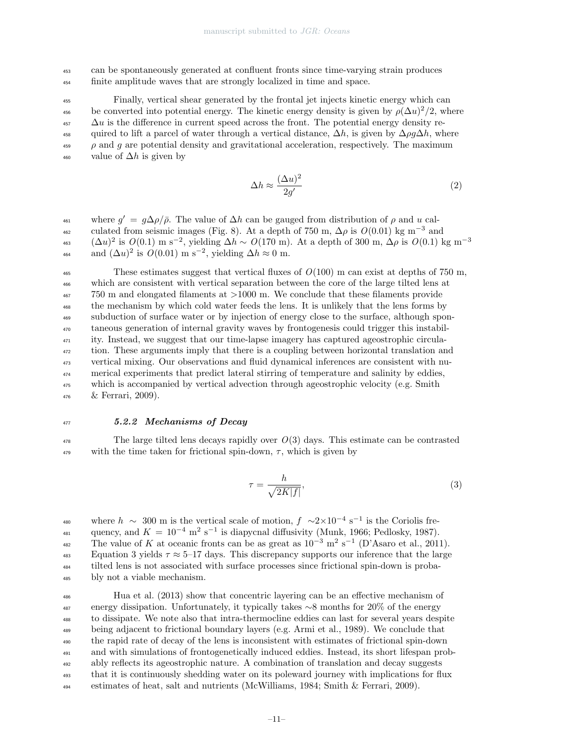can be spontaneously generated at confluent fronts since time-varying strain produces finite amplitude waves that are strongly localized in time and space.

Finally, vertical shear generated by the frontal jet injects kinetic energy which can be converted into potential energy. The kinetic energy density is given by $\rho(\Delta u)^2/2$, where $\Delta u$ is the difference in current speed across the front. The potential energy density required to lift a parcel of water through a vertical distance, $\Delta h$, is given by $\Delta\rho g \Delta h$, where $\rho$ and $g$ are potential density and gravitational acceleration, respectively. The maximum value of $\Delta h$ is given by

$$\Delta h \approx \frac{(\Delta u)^2}{2g'} \tag{2}$$

where $g' = g\Delta\rho/\bar{\rho}$. The value of $\Delta h$ can be gauged from distribution of $\rho$ and $u$ calculated from seismic images (Fig. 8). At a depth of 750 m, $\Delta\rho$ is $O(0.01)$ kg m$^{-3}$ and $(\Delta u)^2$ is $O(0.1)$ m s$^{-2}$, yielding $\Delta h \sim O(170$ m$)$. At a depth of 300 m, $\Delta\rho$ is $O(0.1)$ kg m$^{-3}$ and $(\Delta u)^2$ is $O(0.01)$ m s$^{-2}$, yielding $\Delta h \approx 0$ m.

These estimates suggest that vertical fluxes of $O(100)$ m can exist at depths of 750 m, which are consistent with vertical separation between the core of the large tilted lens at 750 m and elongated filaments at >1000 m. We conclude that these filaments provide the mechanism by which cold water feeds the lens. It is unlikely that the lens forms by subduction of surface water or by injection of energy close to the surface, although spontaneous generation of internal gravity waves by frontogenesis could trigger this instability. Instead, we suggest that our time-lapse imagery has captured ageostrophic circulation. These arguments imply that there is a coupling between horizontal translation and vertical mixing. Our observations and fluid dynamical inferences are consistent with numerical experiments that predict lateral stirring of temperature and salinity by eddies, which is accompanied by vertical advection through ageostrophic velocity (e.g. Smith & Ferrari, 2009).

#### *5.2.2 Mechanisms of Decay*

The large tilted lens decays rapidly over $O(3)$ days. This estimate can be contrasted with the time taken for frictional spin-down, $\tau$, which is given by

$$\tau = \frac{h}{\sqrt{2K|f|}}, \tag{3}$$

where $h \sim 300$ m is the vertical scale of motion, $f \sim 2\times10^{-4}$ s$^{-1}$ is the Coriolis frequency, and $K = 10^{-4}$ m$^2$ s$^{-1}$ is diapycnal diffusivity (Munk, 1966; Pedlosky, 1987). The value of $K$ at oceanic fronts can be as great as $10^{-3}$ m$^2$ s$^{-1}$ (D'Asaro et al., 2011). Equation 3 yields $\tau \approx 5$–$17$ days. This discrepancy supports our inference that the large tilted lens is not associated with surface processes since frictional spin-down is probably not a viable mechanism.

Hua et al. (2013) show that concentric layering can be an effective mechanism of energy dissipation. Unfortunately, it typically takes ~8 months for 20% of the energy to dissipate. We note also that intra-thermocline eddies can last for several years despite being adjacent to frictional boundary layers (e.g. Armi et al., 1989). We conclude that the rapid rate of decay of the lens is inconsistent with estimates of frictional spin-down and with simulations of frontogenetically induced eddies. Instead, its short lifespan probably reflects its ageostrophic nature. A combination of translation and decay suggests that it is continuously shedding water on its poleward journey with implications for flux estimates of heat, salt and nutrients (McWilliams, 1984; Smith & Ferrari, 2009).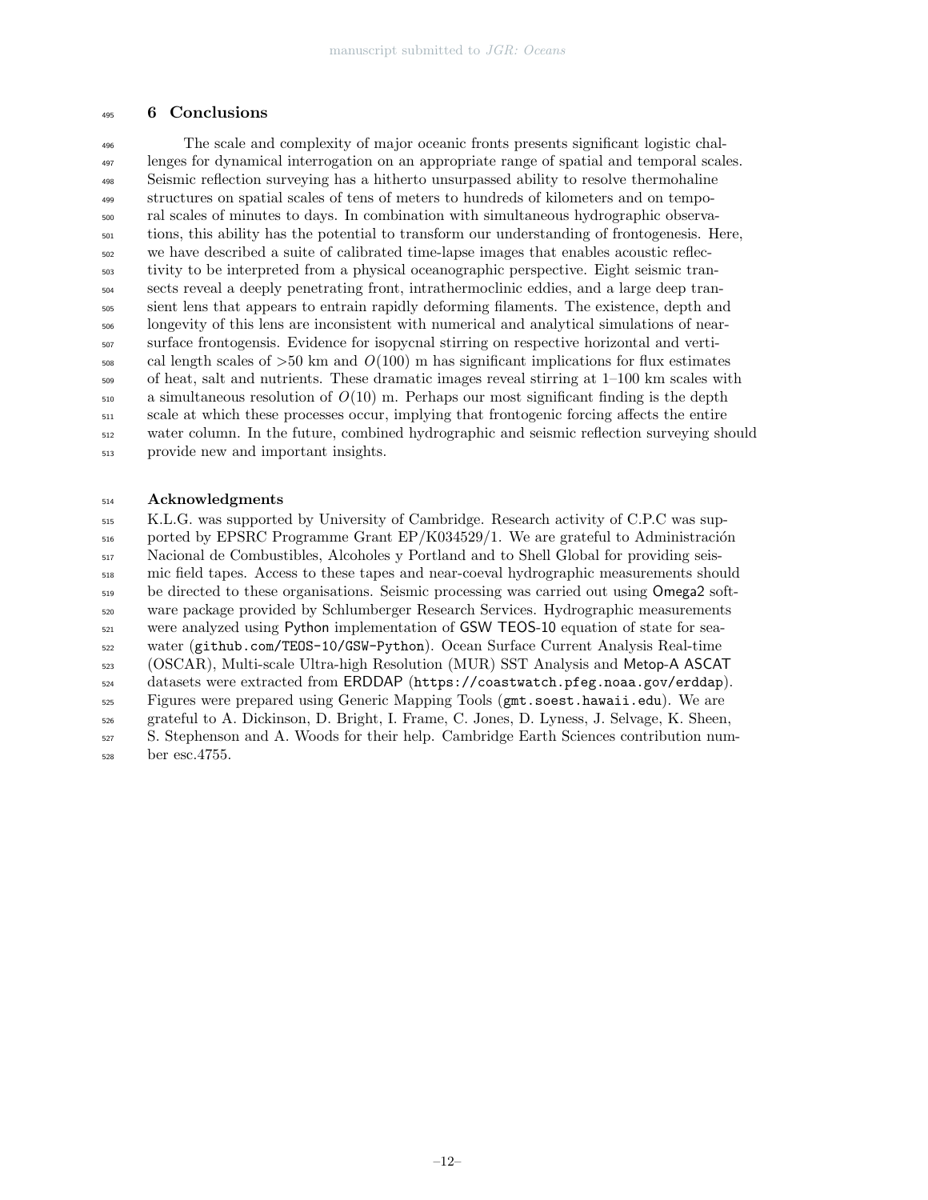## 6 Conclusions

The scale and complexity of major oceanic fronts presents significant logistic challenges for dynamical interrogation on an appropriate range of spatial and temporal scales. Seismic reflection surveying has a hitherto unsurpassed ability to resolve thermohaline structures on spatial scales of tens of meters to hundreds of kilometers and on temporal scales of minutes to days. In combination with simultaneous hydrographic observations, this ability has the potential to transform our understanding of frontogenesis. Here, we have described a suite of calibrated time-lapse images that enables acoustic reflectivity to be interpreted from a physical oceanographic perspective. Eight seismic transects reveal a deeply penetrating front, intrathermoclinic eddies, and a large deep transient lens that appears to entrain rapidly deforming filaments. The existence, depth and longevity of this lens are inconsistent with numerical and analytical simulations of near-surface frontogenesis. Evidence for isopycnal stirring on respective horizontal and vertical length scales of >50 km and $O(100)$ m has significant implications for flux estimates of heat, salt and nutrients. These dramatic images reveal stirring at 1–100 km scales with a simultaneous resolution of $O(10)$ m. Perhaps our most significant finding is the depth scale at which these processes occur, implying that frontogenic forcing affects the entire water column. In the future, combined hydrographic and seismic reflection surveying should provide new and important insights.

## Acknowledgments

K.L.G. was supported by University of Cambridge. Research activity of C.P.C was supported by EPSRC Programme Grant EP/K034529/1. We are grateful to Administración Nacional de Combustibles, Alcoholes y Portland and to Shell Global for providing seismic field tapes. Access to these tapes and near-coeval hydrographic measurements should be directed to these organisations. Seismic processing was carried out using Omega2 software package provided by Schlumberger Research Services. Hydrographic measurements were analyzed using Python implementation of GSW TEOS-10 equation of state for seawater (`github.com/TEOS-10/GSW-Python`). Ocean Surface Current Analysis Real-time (OSCAR), Multi-scale Ultra-high Resolution (MUR) SST Analysis and Metop-A ASCAT datasets were extracted from ERDDAP (`https://coastwatch.pfeg.noaa.gov/erddap`). Figures were prepared using Generic Mapping Tools (`gmt.soest.hawaii.edu`). We are grateful to A. Dickinson, D. Bright, I. Frame, C. Jones, D. Lyness, J. Selvage, K. Sheen, S. Stephenson and A. Woods for their help. Cambridge Earth Sciences contribution number esc.4755.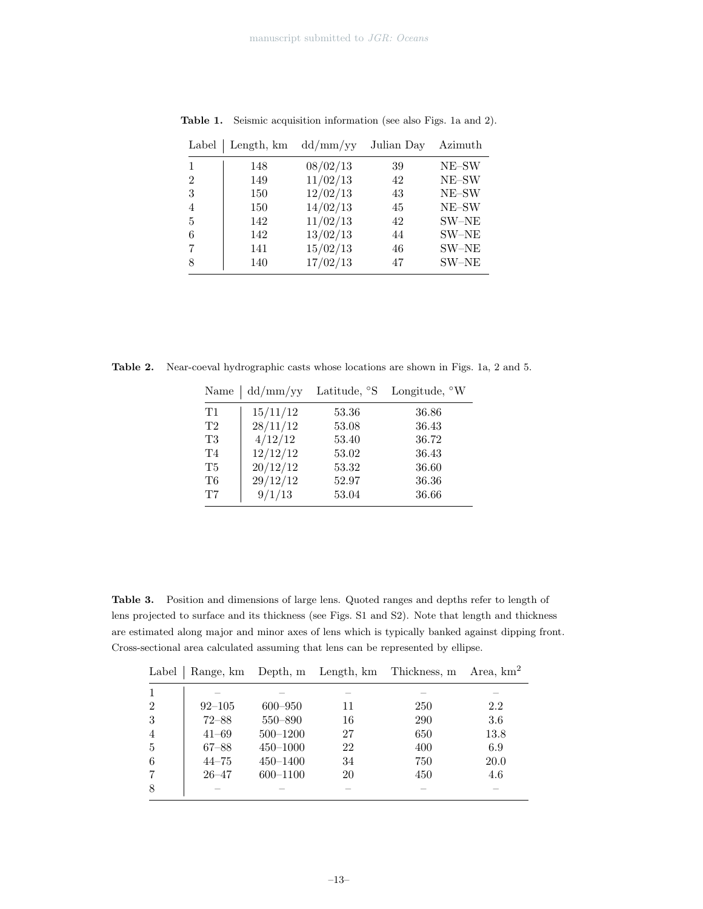**Table 1.** Seismic acquisition information (see also Figs. 1a and 2).

| Label | Length, km | dd/mm/yy | Julian Day | Azimuth |
|---|---|---|---|---|
| 1 | 148 | 08/02/13 | 39 | NE–SW |
| 2 | 149 | 11/02/13 | 42 | NE–SW |
| 3 | 150 | 12/02/13 | 43 | NE–SW |
| 4 | 150 | 14/02/13 | 45 | NE–SW |
| 5 | 142 | 11/02/13 | 42 | SW–NE |
| 6 | 142 | 13/02/13 | 44 | SW–NE |
| 7 | 141 | 15/02/13 | 46 | SW–NE |
| 8 | 140 | 17/02/13 | 47 | SW–NE |

**Table 2.** Near-coeval hydrographic casts whose locations are shown in Figs. 1a, 2 and 5.

| Name | dd/mm/yy | Latitude, °S | Longitude, °W |
|---|---|---|---|
| T1 | 15/11/12 | 53.36 | 36.86 |
| T2 | 28/11/12 | 53.08 | 36.43 |
| T3 | 4/12/12 | 53.40 | 36.72 |
| T4 | 12/12/12 | 53.02 | 36.43 |
| T5 | 20/12/12 | 53.32 | 36.60 |
| T6 | 29/12/12 | 52.97 | 36.36 |
| T7 | 9/1/13 | 53.04 | 36.66 |

**Table 3.** Position and dimensions of large lens. Quoted ranges and depths refer to length of lens projected to surface and its thickness (see Figs. S1 and S2). Note that length and thickness are estimated along major and minor axes of lens which is typically banked against dipping front. Cross-sectional area calculated assuming that lens can be represented by ellipse.

| Label | Range, km | Depth, m | Length, km | Thickness, m | Area, km$^2$ |
|---|---|---|---|---|---|
| 1 | – | – | – | – | – |
| 2 | 92–105 | 600–950 | 11 | 250 | 2.2 |
| 3 | 72–88 | 550–890 | 16 | 290 | 3.6 |
| 4 | 41–69 | 500–1200 | 27 | 650 | 13.8 |
| 5 | 67–88 | 450–1000 | 22 | 400 | 6.9 |
| 6 | 44–75 | 450–1400 | 34 | 750 | 20.0 |
| 7 | 26–47 | 600–1100 | 20 | 450 | 4.6 |
| 8 | – | – | – | – | – |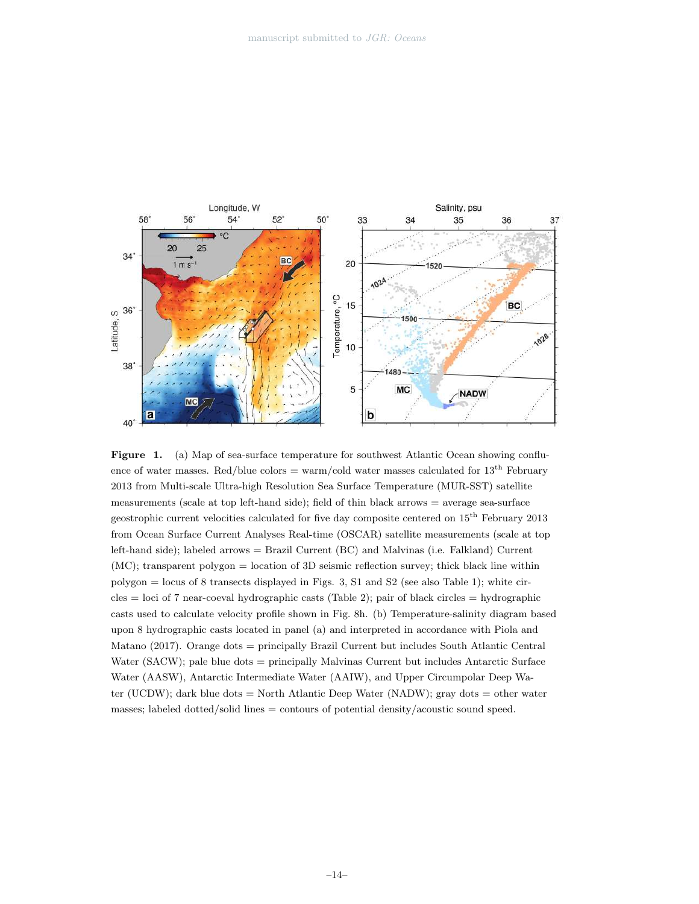**Figure 1.** (a) Map of sea-surface temperature for southwest Atlantic Ocean showing confluence of water masses. Red/blue colors = warm/cold water masses calculated for 13th February 2013 from Multi-scale Ultra-high Resolution Sea Surface Temperature (MUR-SST) satellite measurements (scale at top left-hand side); field of thin black arrows = average sea-surface geostrophic current velocities calculated for five day composite centered on 15th February 2013 from Ocean Surface Current Analyses Real-time (OSCAR) satellite measurements (scale at top left-hand side); labeled arrows = Brazil Current (BC) and Malvinas (i.e. Falkland) Current (MC); transparent polygon = location of 3D seismic reflection survey; thick black line within polygon = locus of 8 transects displayed in Figs. 3, S1 and S2 (see also Table 1); white circles = loci of 7 near-coeval hydrographic casts (Table 2); pair of black circles = hydrographic casts used to calculate velocity profile shown in Fig. 8h. (b) Temperature-salinity diagram based upon 8 hydrographic casts located in panel (a) and interpreted in accordance with Piola and Matano (2017). Orange dots = principally Brazil Current but includes South Atlantic Central Water (SACW); pale blue dots = principally Malvinas Current but includes Antarctic Surface Water (AASW), Antarctic Intermediate Water (AAIW), and Upper Circumpolar Deep Water (UCDW); dark blue dots = North Atlantic Deep Water (NADW); gray dots = other water masses; labeled dotted/solid lines = contours of potential density/acoustic sound speed.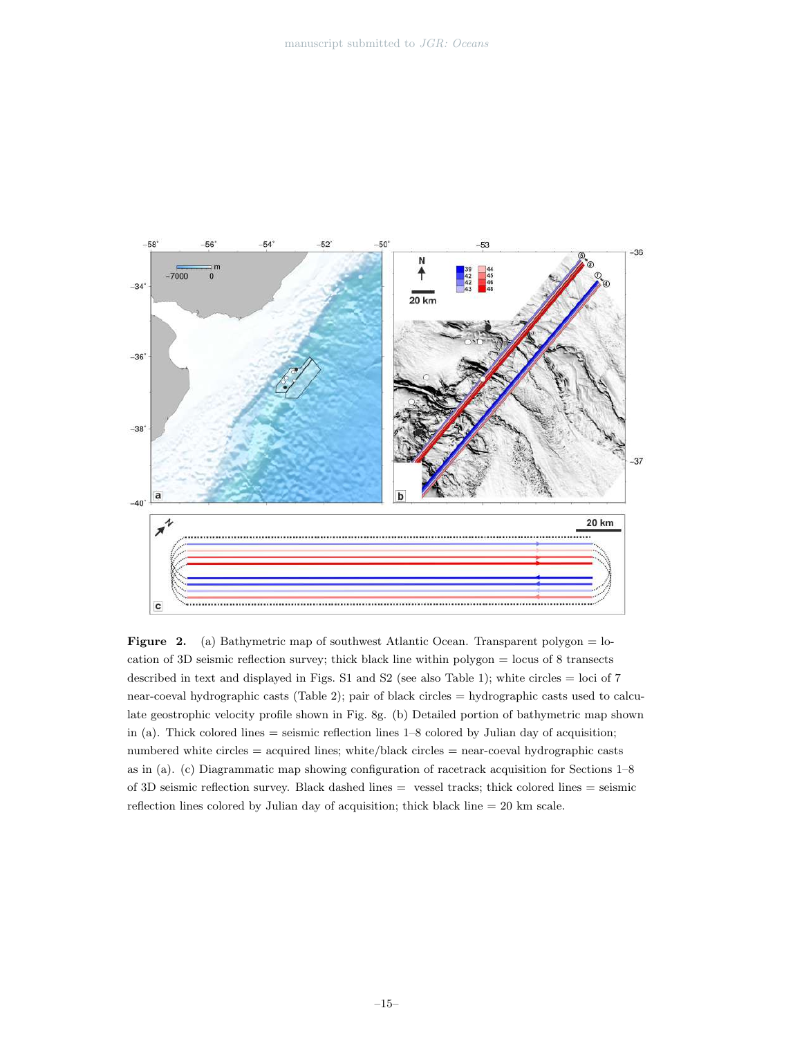**Figure 2.** (a) Bathymetric map of southwest Atlantic Ocean. Transparent polygon = location of 3D seismic reflection survey; thick black line within polygon = locus of 8 transects described in text and displayed in Figs. S1 and S2 (see also Table 1); white circles = loci of 7 near-coeval hydrographic casts (Table 2); pair of black circles = hydrographic casts used to calculate geostrophic velocity profile shown in Fig. 8g. (b) Detailed portion of bathymetric map shown in (a). Thick colored lines = seismic reflection lines 1–8 colored by Julian day of acquisition; numbered white circles = acquired lines; white/black circles = near-coeval hydrographic casts as in (a). (c) Diagrammatic map showing configuration of racetrack acquisition for Sections 1–8 of 3D seismic reflection survey. Black dashed lines = vessel tracks; thick colored lines = seismic reflection lines colored by Julian day of acquisition; thick black line = 20 km scale.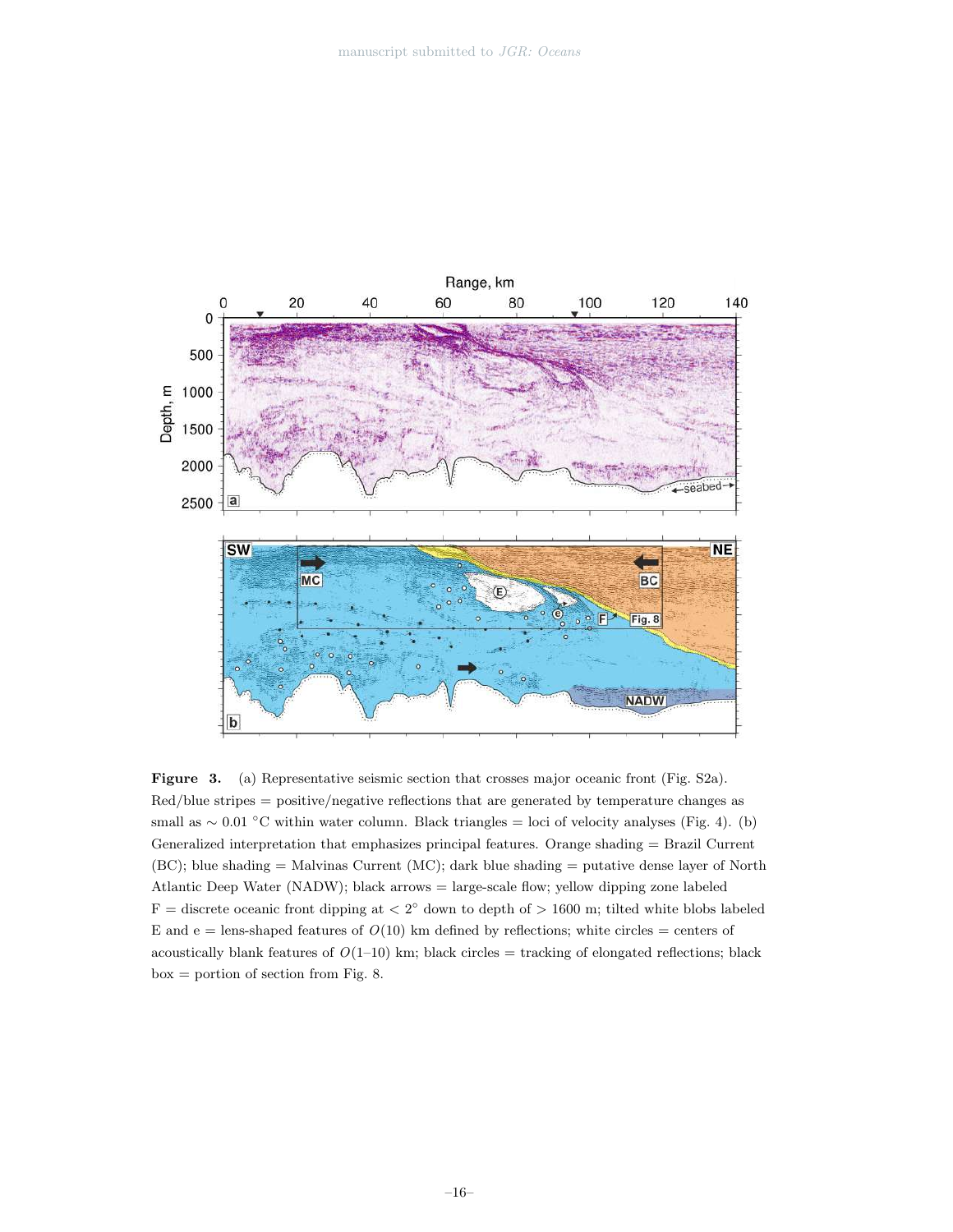**Figure 3.** (a) Representative seismic section that crosses major oceanic front (Fig. S2a). Red/blue stripes = positive/negative reflections that are generated by temperature changes as small as $\sim 0.01$ °C within water column. Black triangles = loci of velocity analyses (Fig. 4). (b) Generalized interpretation that emphasizes principal features. Orange shading = Brazil Current (BC); blue shading = Malvinas Current (MC); dark blue shading = putative dense layer of North Atlantic Deep Water (NADW); black arrows = large-scale flow; yellow dipping zone labeled F = discrete oceanic front dipping at $< 2°$ down to depth of $> 1600$ m; tilted white blobs labeled E and e = lens-shaped features of $O(10)$ km defined by reflections; white circles = centers of acoustically blank features of $O(1–10)$ km; black circles = tracking of elongated reflections; black box = portion of section from Fig. 8.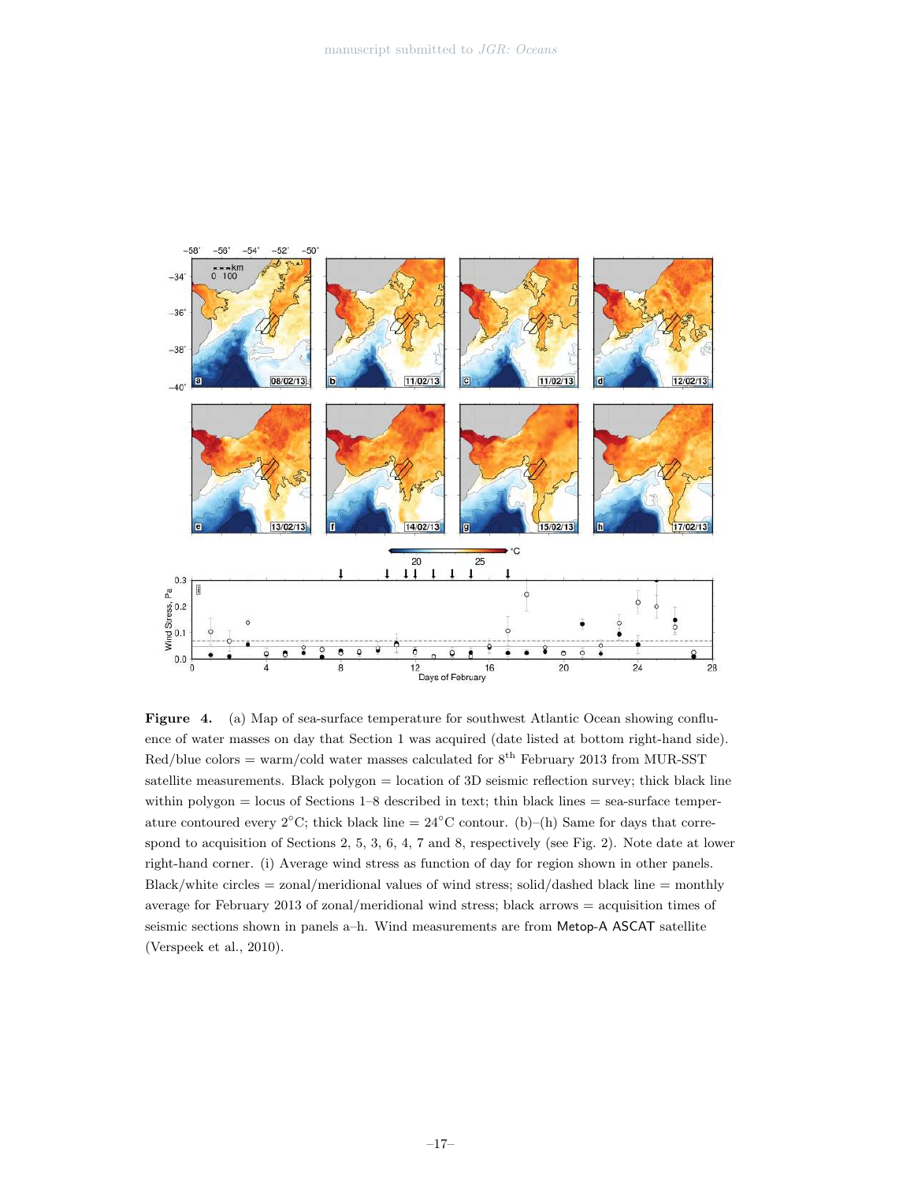**Figure 4.** (a) Map of sea-surface temperature for southwest Atlantic Ocean showing confluence of water masses on day that Section 1 was acquired (date listed at bottom right-hand side). Red/blue colors = warm/cold water masses calculated for 8$^{th}$ February 2013 from MUR-SST satellite measurements. Black polygon = location of 3D seismic reflection survey; thick black line within polygon = locus of Sections 1–8 described in text; thin black lines = sea-surface temperature contoured every 2°C; thick black line = 24°C contour. (b)–(h) Same for days that correspond to acquisition of Sections 2, 5, 3, 6, 4, 7 and 8, respectively (see Fig. 2). Note date at lower right-hand corner. (i) Average wind stress as function of day for region shown in other panels. Black/white circles = zonal/meridional values of wind stress; solid/dashed black line = monthly average for February 2013 of zonal/meridional wind stress; black arrows = acquisition times of seismic sections shown in panels a–h. Wind measurements are from Metop-A ASCAT satellite (Verspeek et al., 2010).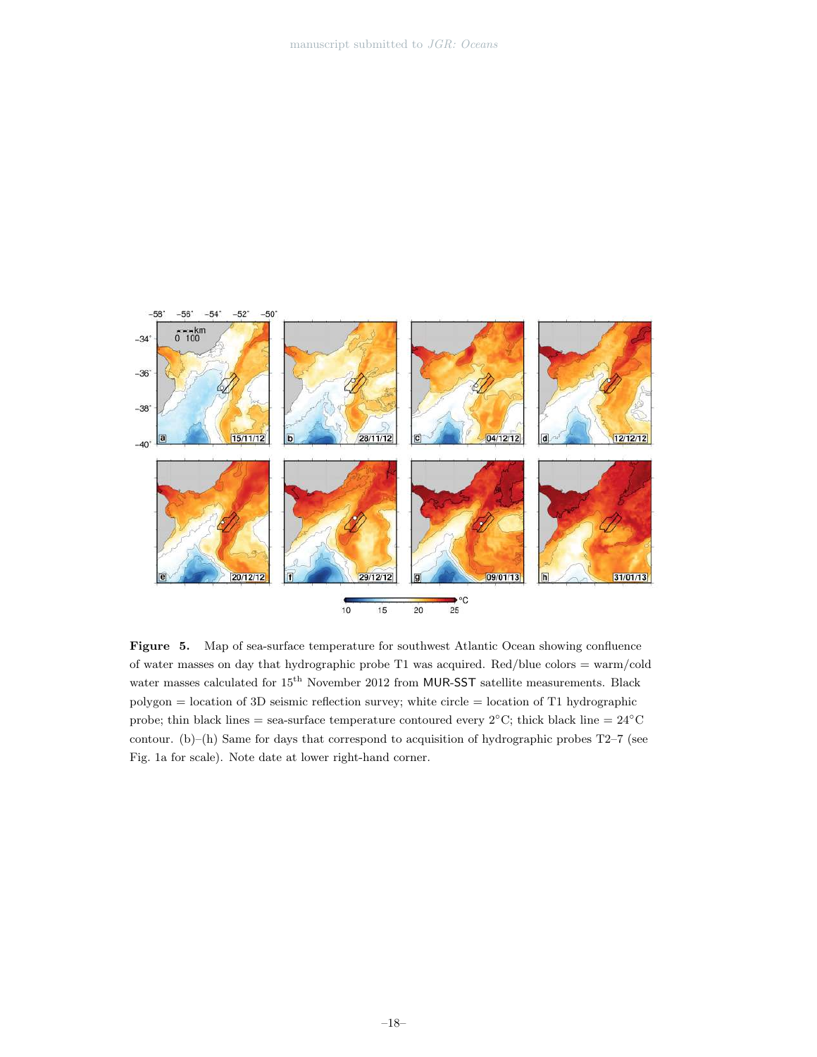**Figure 5.** Map of sea-surface temperature for southwest Atlantic Ocean showing confluence of water masses on day that hydrographic probe T1 was acquired. Red/blue colors = warm/cold water masses calculated for 15th November 2012 from MUR-SST satellite measurements. Black polygon = location of 3D seismic reflection survey; white circle = location of T1 hydrographic probe; thin black lines = sea-surface temperature contoured every 2°C; thick black line = 24°C contour. (b)–(h) Same for days that correspond to acquisition of hydrographic probes T2–7 (see Fig. 1a for scale). Note date at lower right-hand corner.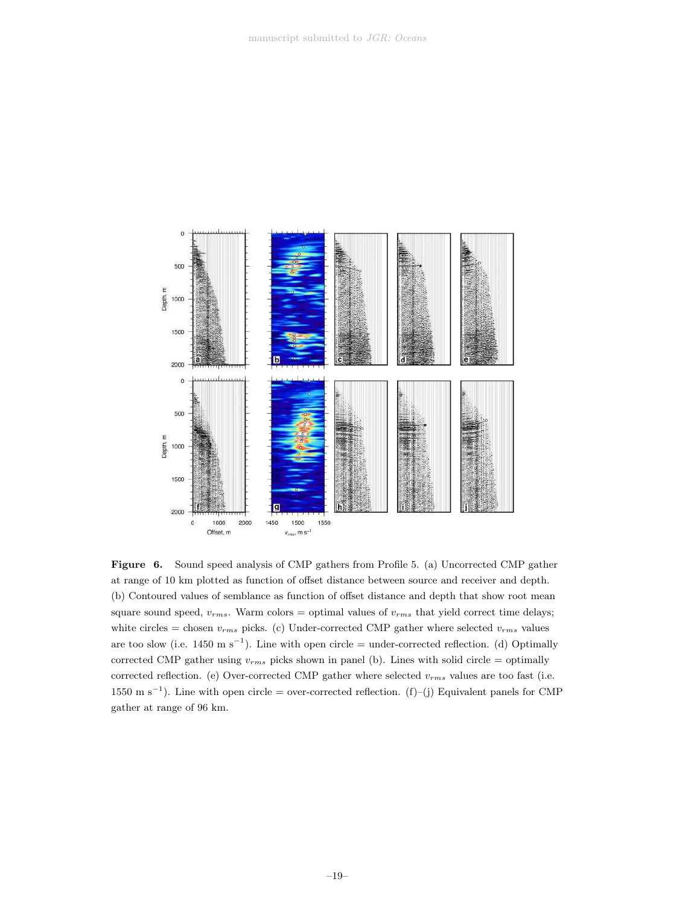**Figure 6.** Sound speed analysis of CMP gathers from Profile 5. (a) Uncorrected CMP gather at range of 10 km plotted as function of offset distance between source and receiver and depth. (b) Contoured values of semblance as function of offset distance and depth that show root mean square sound speed, $v_{rms}$. Warm colors = optimal values of $v_{rms}$ that yield correct time delays; white circles = chosen $v_{rms}$ picks. (c) Under-corrected CMP gather where selected $v_{rms}$ values are too slow (i.e. 1450 m s$^{-1}$). Line with open circle = under-corrected reflection. (d) Optimally corrected CMP gather using $v_{rms}$ picks shown in panel (b). Lines with solid circle = optimally corrected reflection. (e) Over-corrected CMP gather where selected $v_{rms}$ values are too fast (i.e. 1550 m s$^{-1}$). Line with open circle = over-corrected reflection. (f)–(j) Equivalent panels for CMP gather at range of 96 km.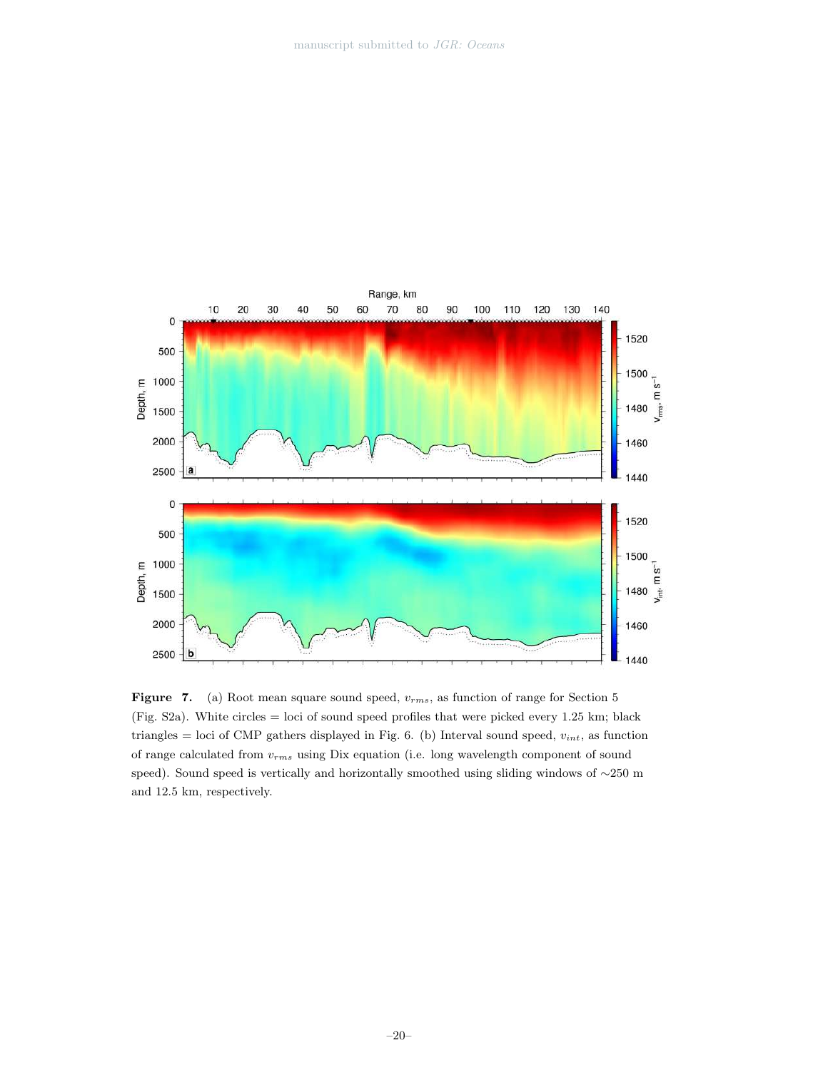**Figure 7.** (a) Root mean square sound speed, $v_{rms}$, as function of range for Section 5 (Fig. S2a). White circles = loci of sound speed profiles that were picked every 1.25 km; black triangles = loci of CMP gathers displayed in Fig. 6. (b) Interval sound speed, $v_{int}$, as function of range calculated from $v_{rms}$ using Dix equation (i.e. long wavelength component of sound speed). Sound speed is vertically and horizontally smoothed using sliding windows of ∼250 m and 12.5 km, respectively.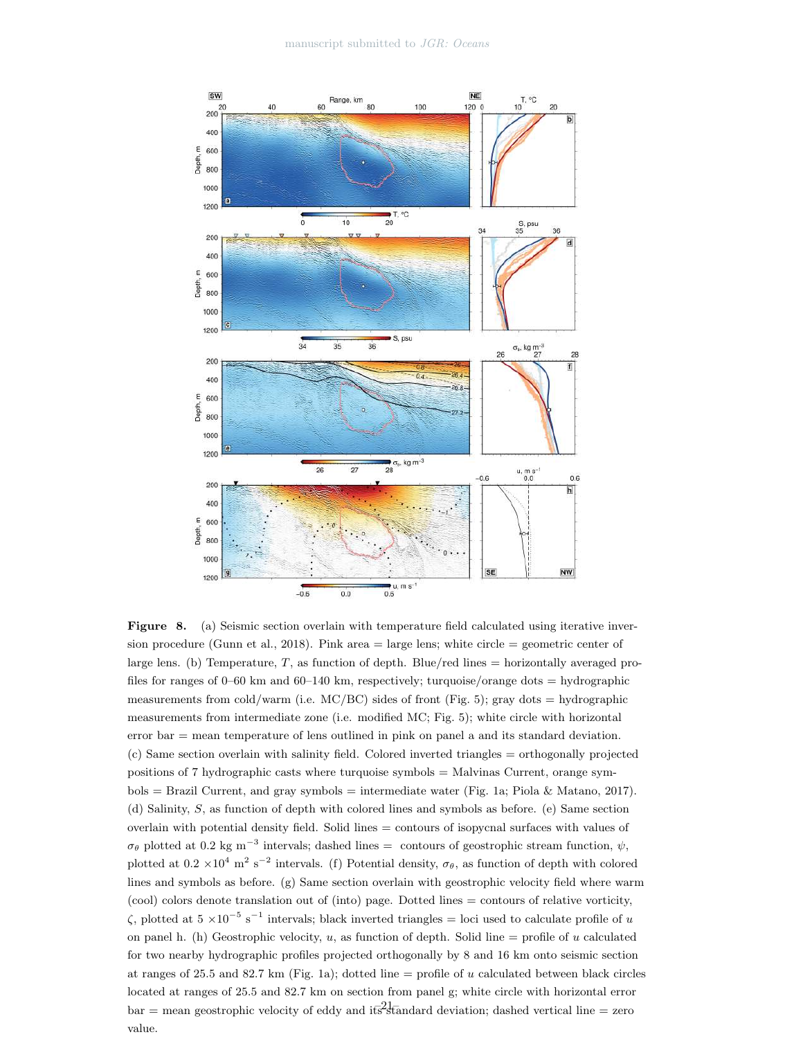**Figure 8.** (a) Seismic section overlain with temperature field calculated using iterative inversion procedure (Gunn et al., 2018). Pink area = large lens; white circle = geometric center of large lens. (b) Temperature, $T$, as function of depth. Blue/red lines = horizontally averaged profiles for ranges of 0–60 km and 60–140 km, respectively; turquoise/orange dots = hydrographic measurements from cold/warm (i.e. MC/BC) sides of front (Fig. 5); gray dots = hydrographic measurements from intermediate zone (i.e. modified MC; Fig. 5); white circle with horizontal error bar = mean temperature of lens outlined in pink on panel a and its standard deviation. (c) Same section overlain with salinity field. Colored inverted triangles = orthogonally projected positions of 7 hydrographic casts where turquoise symbols = Malvinas Current, orange symbols = Brazil Current, and gray symbols = intermediate water (Fig. 1a; Piola & Matano, 2017). (d) Salinity, $S$, as function of depth with colored lines and symbols as before. (e) Same section overlain with potential density field. Solid lines = contours of isopycnal surfaces with values of $\sigma_\theta$ plotted at 0.2 kg m$^{-3}$ intervals; dashed lines = contours of geostrophic stream function, $\psi$, plotted at 0.2 $\times 10^4$ m$^2$ s$^{-2}$ intervals. (f) Potential density, $\sigma_\theta$, as function of depth with colored lines and symbols as before. (g) Same section overlain with geostrophic velocity field where warm (cool) colors denote translation out of (into) page. Dotted lines = contours of relative vorticity, $\zeta$, plotted at 5 $\times 10^{-5}$ s$^{-1}$ intervals; black inverted triangles = loci used to calculate profile of $u$ on panel h. (h) Geostrophic velocity, $u$, as function of depth. Solid line = profile of $u$ calculated for two nearby hydrographic profiles projected orthogonally by 8 and 16 km onto seismic section at ranges of 25.5 and 82.7 km (Fig. 1a); dotted line = profile of $u$ calculated between black circles located at ranges of 25.5 and 82.7 km on section from panel g; white circle with horizontal error bar = mean geostrophic velocity of eddy and its standard deviation; dashed vertical line = zero value.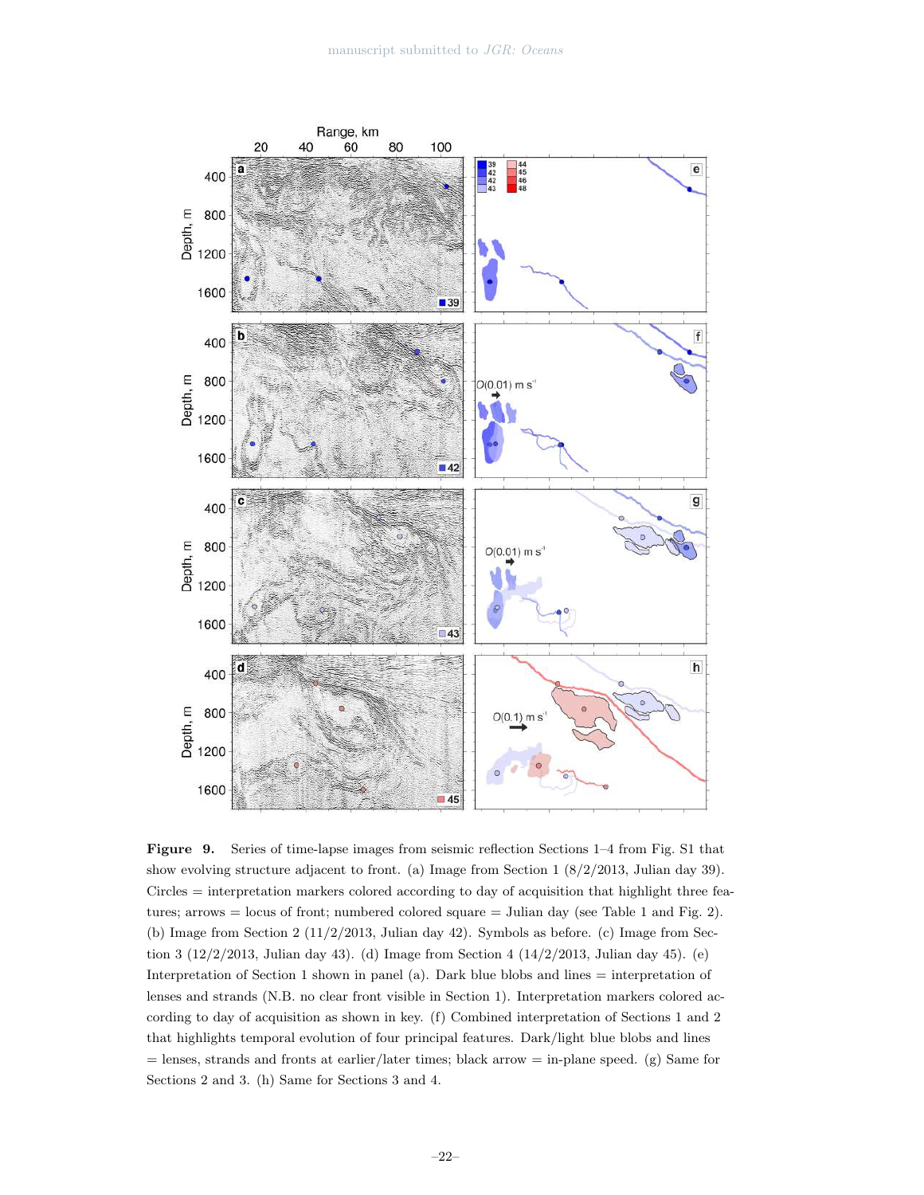**Figure 9.** Series of time-lapse images from seismic reflection Sections 1–4 from Fig. S1 that show evolving structure adjacent to front. (a) Image from Section 1 (8/2/2013, Julian day 39). Circles = interpretation markers colored according to day of acquisition that highlight three features; arrows = locus of front; numbered colored square = Julian day (see Table 1 and Fig. 2). (b) Image from Section 2 (11/2/2013, Julian day 42). Symbols as before. (c) Image from Section 3 (12/2/2013, Julian day 43). (d) Image from Section 4 (14/2/2013, Julian day 45). (e) Interpretation of Section 1 shown in panel (a). Dark blue blobs and lines = interpretation of lenses and strands (N.B. no clear front visible in Section 1). Interpretation markers colored according to day of acquisition as shown in key. (f) Combined interpretation of Sections 1 and 2 that highlights temporal evolution of four principal features. Dark/light blue blobs and lines = lenses, strands and fronts at earlier/later times; black arrow = in-plane speed. (g) Same for Sections 2 and 3. (h) Same for Sections 3 and 4.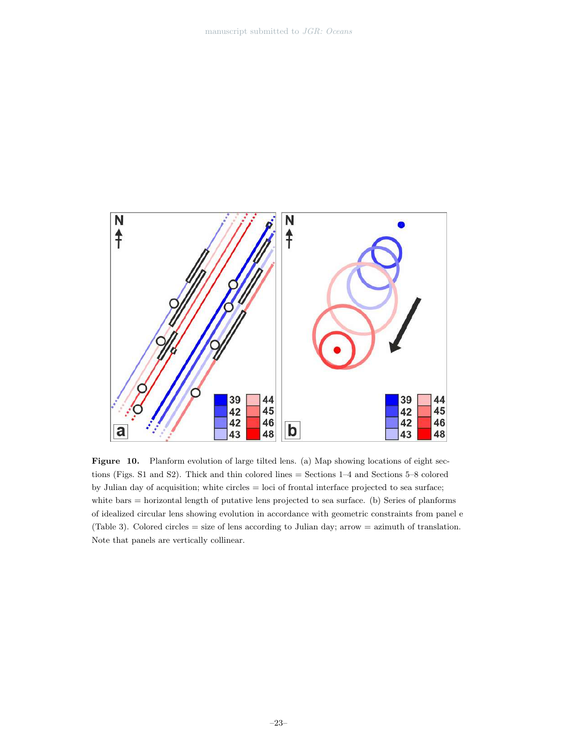**Figure 10.** Planform evolution of large tilted lens. (a) Map showing locations of eight sections (Figs. S1 and S2). Thick and thin colored lines = Sections 1–4 and Sections 5–8 colored by Julian day of acquisition; white circles = loci of frontal interface projected to sea surface; white bars = horizontal length of putative lens projected to sea surface. (b) Series of planforms of idealized circular lens showing evolution in accordance with geometric constraints from panel e (Table 3). Colored circles = size of lens according to Julian day; arrow = azimuth of translation. Note that panels are vertically collinear.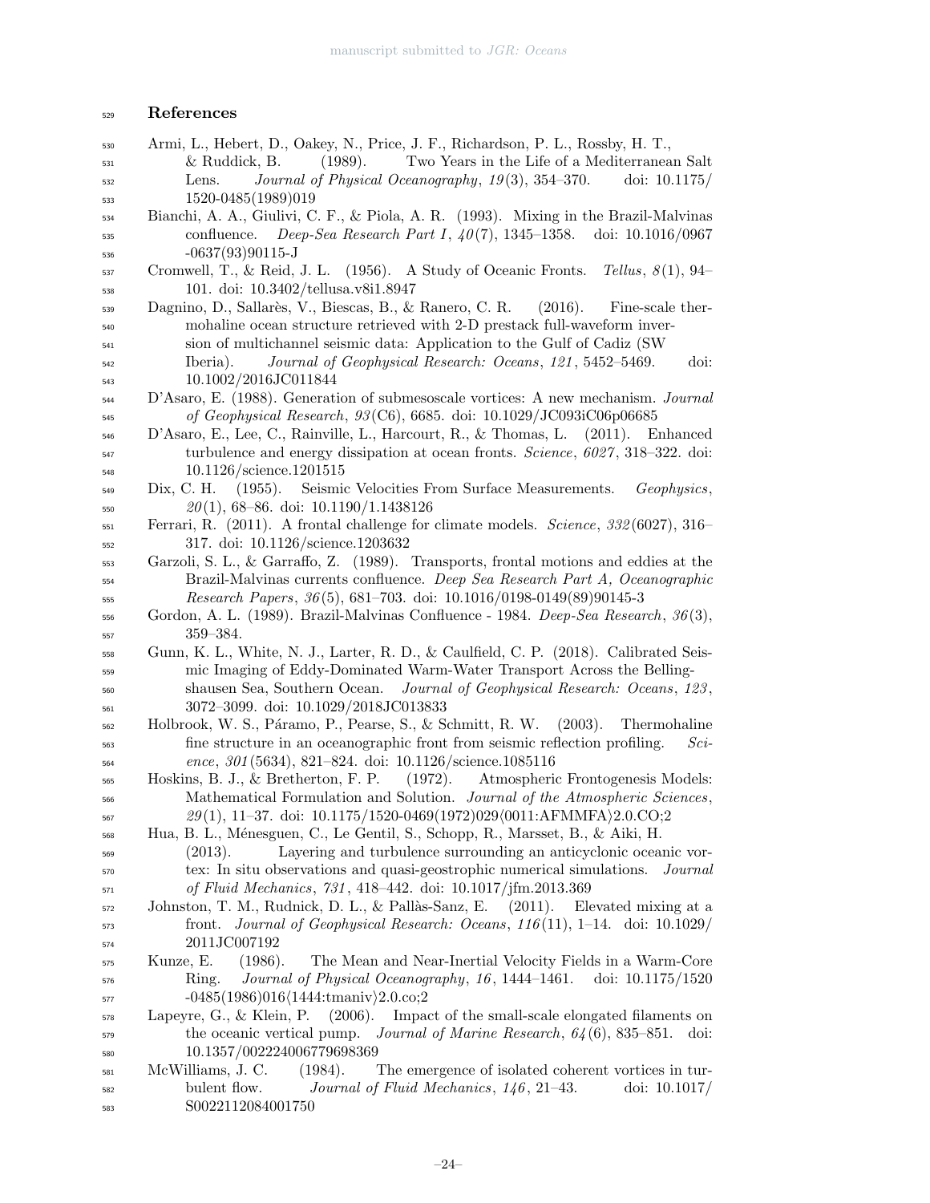## References

Armi, L., Hebert, D., Oakey, N., Price, J. F., Richardson, P. L., Rossby, H. T., & Ruddick, B. (1989). Two Years in the Life of a Mediterranean Salt Lens. *Journal of Physical Oceanography*, *19*(3), 354–370. doi: 10.1175/1520-0485(1989)019

Bianchi, A. A., Giulivi, C. F., & Piola, A. R. (1993). Mixing in the Brazil-Malvinas confluence. *Deep-Sea Research Part I*, *40*(7), 1345–1358. doi: 10.1016/0967-0637(93)90115-J

Cromwell, T., & Reid, J. L. (1956). A Study of Oceanic Fronts. *Tellus*, *8*(1), 94–101. doi: 10.3402/tellusa.v8i1.8947

Dagnino, D., Sallarès, V., Biescas, B., & Ranero, C. R. (2016). Fine-scale thermohaline ocean structure retrieved with 2-D prestack full-waveform inversion of multichannel seismic data: Application to the Gulf of Cadiz (SW Iberia). *Journal of Geophysical Research: Oceans*, *121*, 5452–5469. doi: 10.1002/2016JC011844

D'Asaro, E. (1988). Generation of submesoscale vortices: A new mechanism. *Journal of Geophysical Research*, *93*(C6), 6685. doi: 10.1029/JC093iC06p06685

D'Asaro, E., Lee, C., Rainville, L., Harcourt, R., & Thomas, L. (2011). Enhanced turbulence and energy dissipation at ocean fronts. *Science*, *6027*, 318–322. doi: 10.1126/science.1201515

Dix, C. H. (1955). Seismic Velocities From Surface Measurements. *Geophysics*, *20*(1), 68–86. doi: 10.1190/1.1438126

Ferrari, R. (2011). A frontal challenge for climate models. *Science*, *332*(6027), 316–317. doi: 10.1126/science.1203632

Garzoli, S. L., & Garraffo, Z. (1989). Transports, frontal motions and eddies at the Brazil-Malvinas currents confluence. *Deep Sea Research Part A, Oceanographic Research Papers*, *36*(5), 681–703. doi: 10.1016/0198-0149(89)90145-3

Gordon, A. L. (1989). Brazil-Malvinas Confluence - 1984. *Deep-Sea Research*, *36*(3), 359–384.

Gunn, K. L., White, N. J., Larter, R. D., & Caulfield, C. P. (2018). Calibrated Seismic Imaging of Eddy-Dominated Warm-Water Transport Across the Bellingshausen Sea, Southern Ocean. *Journal of Geophysical Research: Oceans*, *123*, 3072–3099. doi: 10.1029/2018JC013833

Holbrook, W. S., Páramo, P., Pearse, S., & Schmitt, R. W. (2003). Thermohaline fine structure in an oceanographic front from seismic reflection profiling. *Science*, *301*(5634), 821–824. doi: 10.1126/science.1085116

Hoskins, B. J., & Bretherton, F. P. (1972). Atmospheric Frontogenesis Models: Mathematical Formulation and Solution. *Journal of the Atmospheric Sciences*, *29*(1), 11–37. doi: 10.1175/1520-0469(1972)029⟨0011:AFMMFA⟩2.0.CO;2

Hua, B. L., Ménesguen, C., Le Gentil, S., Schopp, R., Marsset, B., & Aiki, H. (2013). Layering and turbulence surrounding an anticyclonic oceanic vortex: In situ observations and quasi-geostrophic numerical simulations. *Journal of Fluid Mechanics*, *731*, 418–442. doi: 10.1017/jfm.2013.369

Johnston, T. M., Rudnick, D. L., & Pallàs-Sanz, E. (2011). Elevated mixing at a front. *Journal of Geophysical Research: Oceans*, *116*(11), 1–14. doi: 10.1029/2011JC007192

Kunze, E. (1986). The Mean and Near-Inertial Velocity Fields in a Warm-Core Ring. *Journal of Physical Oceanography*, *16*, 1444–1461. doi: 10.1175/1520-0485(1986)016⟨1444:tmaniv⟩2.0.co;2

Lapeyre, G., & Klein, P. (2006). Impact of the small-scale elongated filaments on the oceanic vertical pump. *Journal of Marine Research*, *64*(6), 835–851. doi: 10.1357/002224006779698369

McWilliams, J. C. (1984). The emergence of isolated coherent vortices in turbulent flow. *Journal of Fluid Mechanics*, *146*, 21–43. doi: 10.1017/S0022112084001750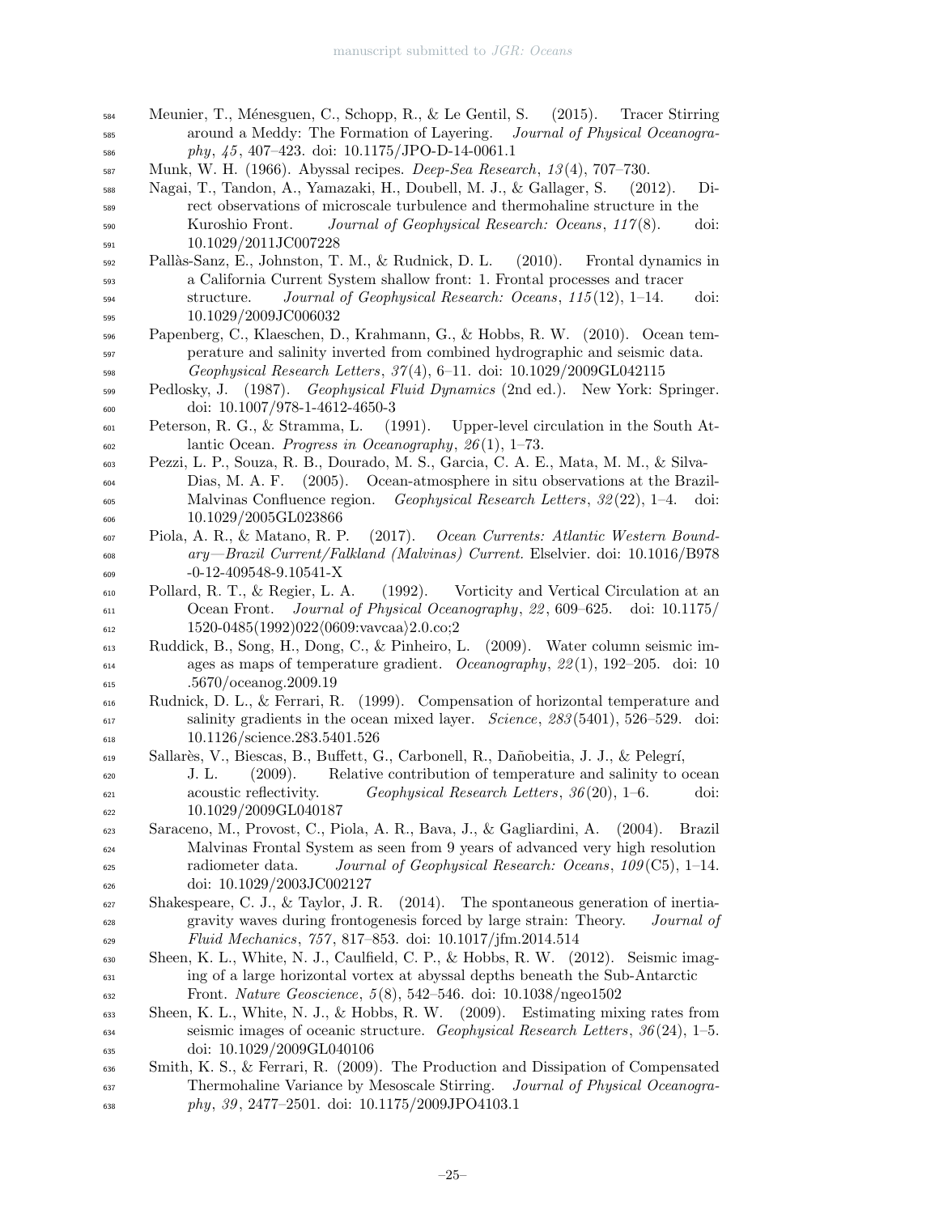Meunier, T., Ménesguen, C., Schopp, R., & Le Gentil, S. (2015). Tracer Stirring around a Meddy: The Formation of Layering. *Journal of Physical Oceanography*, *45*, 407–423. doi: 10.1175/JPO-D-14-0061.1

Munk, W. H. (1966). Abyssal recipes. *Deep-Sea Research*, *13*(4), 707–730.

Nagai, T., Tandon, A., Yamazaki, H., Doubell, M. J., & Gallager, S. (2012). Direct observations of microscale turbulence and thermohaline structure in the Kuroshio Front. *Journal of Geophysical Research: Oceans*, *117*(8). doi: 10.1029/2011JC007228

Pallàs-Sanz, E., Johnston, T. M., & Rudnick, D. L. (2010). Frontal dynamics in a California Current System shallow front: 1. Frontal processes and tracer structure. *Journal of Geophysical Research: Oceans*, *115*(12), 1–14. doi: 10.1029/2009JC006032

Papenberg, C., Klaeschen, D., Krahmann, G., & Hobbs, R. W. (2010). Ocean temperature and salinity inverted from combined hydrographic and seismic data. *Geophysical Research Letters*, *37*(4), 6–11. doi: 10.1029/2009GL042115

Pedlosky, J. (1987). *Geophysical Fluid Dynamics* (2nd ed.). New York: Springer. doi: 10.1007/978-1-4612-4650-3

Peterson, R. G., & Stramma, L. (1991). Upper-level circulation in the South Atlantic Ocean. *Progress in Oceanography*, *26*(1), 1–73.

Pezzi, L. P., Souza, R. B., Dourado, M. S., Garcia, C. A. E., Mata, M. M., & Silva-Dias, M. A. F. (2005). Ocean-atmosphere in situ observations at the Brazil-Malvinas Confluence region. *Geophysical Research Letters*, *32*(22), 1–4. doi: 10.1029/2005GL023866

Piola, A. R., & Matano, R. P. (2017). *Ocean Currents: Atlantic Western Boundary—Brazil Current/Falkland (Malvinas) Current.* Elselvier. doi: 10.1016/B978-0-12-409548-9.10541-X

Pollard, R. T., & Regier, L. A. (1992). Vorticity and Vertical Circulation at an Ocean Front. *Journal of Physical Oceanography*, *22*, 609–625. doi: 10.1175/1520-0485(1992)022⟨0609:vavcaa⟩2.0.co;2

Ruddick, B., Song, H., Dong, C., & Pinheiro, L. (2009). Water column seismic images as maps of temperature gradient. *Oceanography*, *22*(1), 192–205. doi: 10.5670/oceanog.2009.19

Rudnick, D. L., & Ferrari, R. (1999). Compensation of horizontal temperature and salinity gradients in the ocean mixed layer. *Science*, *283*(5401), 526–529. doi: 10.1126/science.283.5401.526

Sallarès, V., Biescas, B., Buffett, G., Carbonell, R., Dañobeitia, J. J., & Pelegrí, J. L. (2009). Relative contribution of temperature and salinity to ocean acoustic reflectivity. *Geophysical Research Letters*, *36*(20), 1–6. doi: 10.1029/2009GL040187

Saraceno, M., Provost, C., Piola, A. R., Bava, J., & Gagliardini, A. (2004). Brazil Malvinas Frontal System as seen from 9 years of advanced very high resolution radiometer data. *Journal of Geophysical Research: Oceans*, *109*(C5), 1–14. doi: 10.1029/2003JC002127

Shakespeare, C. J., & Taylor, J. R. (2014). The spontaneous generation of inertia-gravity waves during frontogenesis forced by large strain: Theory. *Journal of Fluid Mechanics*, *757*, 817–853. doi: 10.1017/jfm.2014.514

Sheen, K. L., White, N. J., Caulfield, C. P., & Hobbs, R. W. (2012). Seismic imaging of a large horizontal vortex at abyssal depths beneath the Sub-Antarctic Front. *Nature Geoscience*, *5*(8), 542–546. doi: 10.1038/ngeo1502

Sheen, K. L., White, N. J., & Hobbs, R. W. (2009). Estimating mixing rates from seismic images of oceanic structure. *Geophysical Research Letters*, *36*(24), 1–5. doi: 10.1029/2009GL040106

Smith, K. S., & Ferrari, R. (2009). The Production and Dissipation of Compensated Thermohaline Variance by Mesoscale Stirring. *Journal of Physical Oceanography*, *39*, 2477–2501. doi: 10.1175/2009JPO4103.1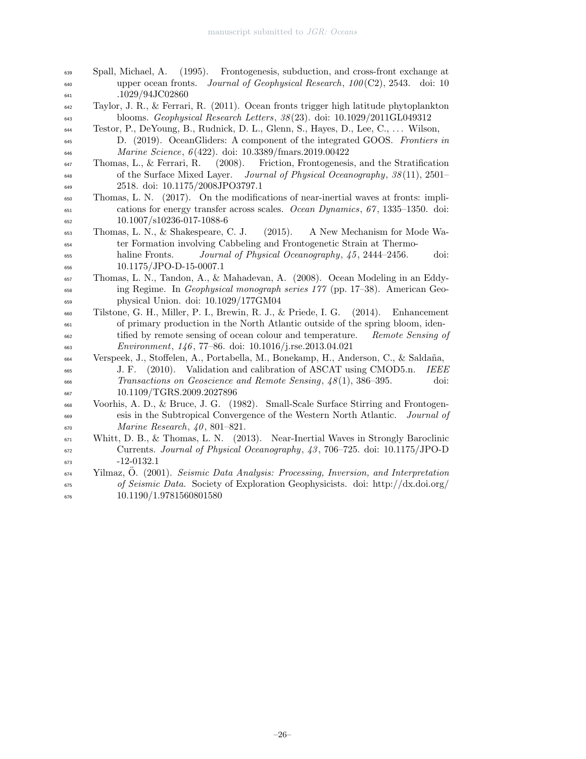Spall, Michael, A. (1995). Frontogenesis, subduction, and cross-front exchange at upper ocean fronts. *Journal of Geophysical Research*, *100*(C2), 2543. doi: 10.1029/94JC02860

Taylor, J. R., & Ferrari, R. (2011). Ocean fronts trigger high latitude phytoplankton blooms. *Geophysical Research Letters*, *38*(23). doi: 10.1029/2011GL049312

Testor, P., DeYoung, B., Rudnick, D. L., Glenn, S., Hayes, D., Lee, C., … Wilson, D. (2019). OceanGliders: A component of the integrated GOOS. *Frontiers in Marine Science*, *6*(422). doi: 10.3389/fmars.2019.00422

Thomas, L., & Ferrari, R. (2008). Friction, Frontogenesis, and the Stratification of the Surface Mixed Layer. *Journal of Physical Oceanography*, *38*(11), 2501–2518. doi: 10.1175/2008JPO3797.1

Thomas, L. N. (2017). On the modifications of near-inertial waves at fronts: implications for energy transfer across scales. *Ocean Dynamics*, *67*, 1335–1350. doi: 10.1007/s10236-017-1088-6

Thomas, L. N., & Shakespeare, C. J. (2015). A New Mechanism for Mode Water Formation involving Cabbeling and Frontogenetic Strain at Thermohaline Fronts. *Journal of Physical Oceanography*, *45*, 2444–2456. doi: 10.1175/JPO-D-15-0007.1

Thomas, L. N., Tandon, A., & Mahadevan, A. (2008). Ocean Modeling in an Eddying Regime. In *Geophysical monograph series 177* (pp. 17–38). American Geophysical Union. doi: 10.1029/177GM04

Tilstone, G. H., Miller, P. I., Brewin, R. J., & Priede, I. G. (2014). Enhancement of primary production in the North Atlantic outside of the spring bloom, identified by remote sensing of ocean colour and temperature. *Remote Sensing of Environment*, *146*, 77–86. doi: 10.1016/j.rse.2013.04.021

Verspeek, J., Stoffelen, A., Portabella, M., Bonekamp, H., Anderson, C., & Saldaña, J. F. (2010). Validation and calibration of ASCAT using CMOD5.n. *IEEE Transactions on Geoscience and Remote Sensing*, *48*(1), 386–395. doi: 10.1109/TGRS.2009.2027896

Voorhis, A. D., & Bruce, J. G. (1982). Small-Scale Surface Stirring and Frontogenesis in the Subtropical Convergence of the Western North Atlantic. *Journal of Marine Research*, *40*, 801–821.

Whitt, D. B., & Thomas, L. N. (2013). Near-Inertial Waves in Strongly Baroclinic Currents. *Journal of Physical Oceanography*, *43*, 706–725. doi: 10.1175/JPO-D-12-0132.1

Yilmaz, Ö. (2001). *Seismic Data Analysis: Processing, Inversion, and Interpretation of Seismic Data.* Society of Exploration Geophysicists. doi: http://dx.doi.org/10.1190/1.9781560801580